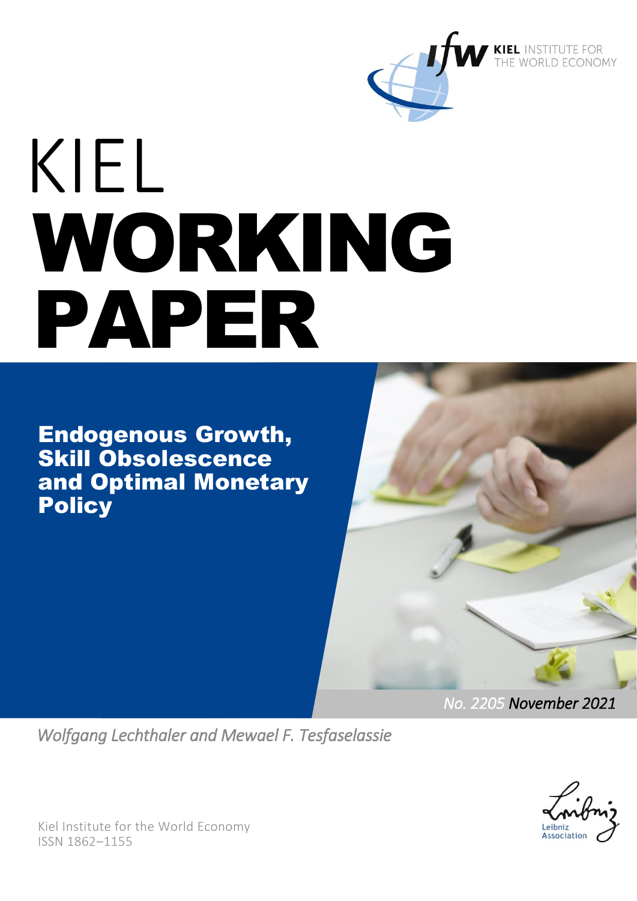KIEL INSTITUTE FOR THE WORLD ECONOMY

# KIEL WORKING PAPER

## Endogenous Growth, Skill Obsolescence and Optimal Monetary Policy

No. 2205 November 2021

*Wolfgang Lechthaler and Mewael F. Tesfaselassie*

Kiel Institute for the World Economy
ISSN 1862–1155

Leibniz Association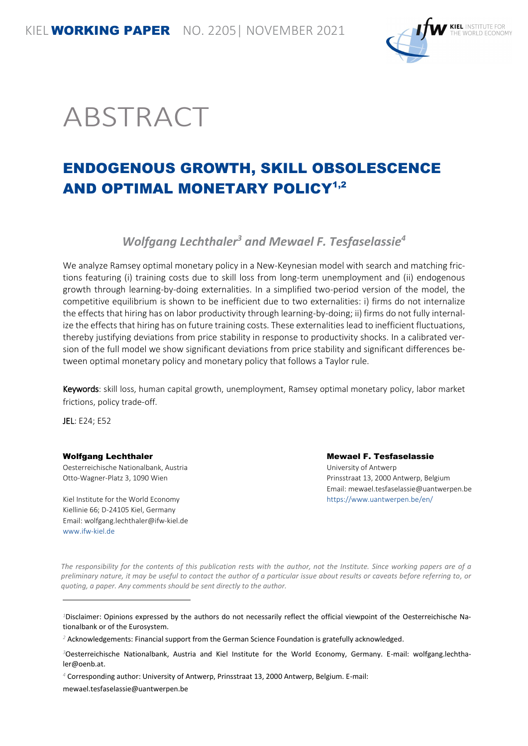KIEL **WORKING PAPER** NO. 2205| NOVEMBER 2021

# ABSTRACT

## ENDOGENOUS GROWTH, SKILL OBSOLESCENCE AND OPTIMAL MONETARY POLICY[1,2]

### *Wolfgang Lechthaler[3] and Mewael F. Tesfaselassie[4]*

We analyze Ramsey optimal monetary policy in a New-Keynesian model with search and matching frictions featuring (i) training costs due to skill loss from long-term unemployment and (ii) endogenous growth through learning-by-doing externalities. In a simplified two-period version of the model, the competitive equilibrium is shown to be inefficient due to two externalities: i) firms do not internalize the effects that hiring has on labor productivity through learning-by-doing; ii) firms do not fully internalize the effects that hiring has on future training costs. These externalities lead to inefficient fluctuations, thereby justifying deviations from price stability in response to productivity shocks. In a calibrated version of the full model we show significant deviations from price stability and significant differences between optimal monetary policy and monetary policy that follows a Taylor rule.

**Keywords**: skill loss, human capital growth, unemployment, Ramsey optimal monetary policy, labor market frictions, policy trade-off.

**JEL**: E24; E52

**Wolfgang Lechthaler**
Oesterreichische Nationalbank, Austria
Otto-Wagner-Platz 3, 1090 Wien

Kiel Institute for the World Economy
Kiellinie 66; D-24105 Kiel, Germany
Email: wolfgang.lechthaler@ifw-kiel.de
www.ifw-kiel.de

**Mewael F. Tesfaselassie**
University of Antwerp
Prinsstraat 13, 2000 Antwerp, Belgium
Email: mewael.tesfaselassie@uantwerpen.be
https://www.uantwerpen.be/en/

*The responsibility for the contents of this publication rests with the author, not the Institute. Since working papers are of a preliminary nature, it may be useful to contact the author of a particular issue about results or caveats before referring to, or quoting, a paper. Any comments should be sent directly to the author.*

---

[1] Disclaimer: Opinions expressed by the authors do not necessarily reflect the official viewpoint of the Oesterreichische Nationalbank or of the Eurosystem.

[2] Acknowledgements: Financial support from the German Science Foundation is gratefully acknowledged.

[3] Oesterreichische Nationalbank, Austria and Kiel Institute for the World Economy, Germany. E-mail: wolfgang.lechthaler@oenb.at.

[4] Corresponding author: University of Antwerp, Prinsstraat 13, 2000 Antwerp, Belgium. E-mail: mewael.tesfaselassie@uantwerpen.be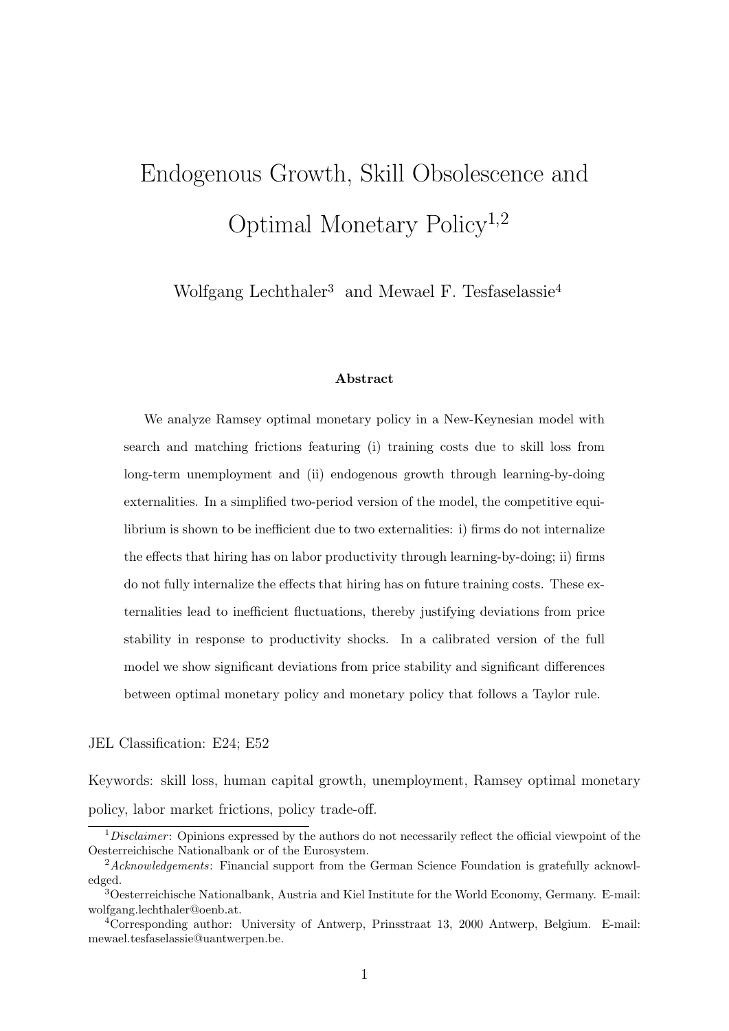# Endogenous Growth, Skill Obsolescence and Optimal Monetary Policy[1,2]

Wolfgang Lechthaler[3] and Mewael F. Tesfaselassie[4]

### Abstract

We analyze Ramsey optimal monetary policy in a New-Keynesian model with search and matching frictions featuring (i) training costs due to skill loss from long-term unemployment and (ii) endogenous growth through learning-by-doing externalities. In a simplified two-period version of the model, the competitive equilibrium is shown to be inefficient due to two externalities: i) firms do not internalize the effects that hiring has on labor productivity through learning-by-doing; ii) firms do not fully internalize the effects that hiring has on future training costs. These externalities lead to inefficient fluctuations, thereby justifying deviations from price stability in response to productivity shocks. In a calibrated version of the full model we show significant deviations from price stability and significant differences between optimal monetary policy and monetary policy that follows a Taylor rule.

JEL Classification: E24; E52

Keywords: skill loss, human capital growth, unemployment, Ramsey optimal monetary policy, labor market frictions, policy trade-off.

---

[1] *Disclaimer*: Opinions expressed by the authors do not necessarily reflect the official viewpoint of the Oesterreichische Nationalbank or of the Eurosystem.

[2] *Acknowledgements*: Financial support from the German Science Foundation is gratefully acknowledged.

[3] Oesterreichische Nationalbank, Austria and Kiel Institute for the World Economy, Germany. E-mail: wolfgang.lechthaler@oenb.at.

[4] Corresponding author: University of Antwerp, Prinsstraat 13, 2000 Antwerp, Belgium. E-mail: mewael.tesfaselassie@uantwerpen.be.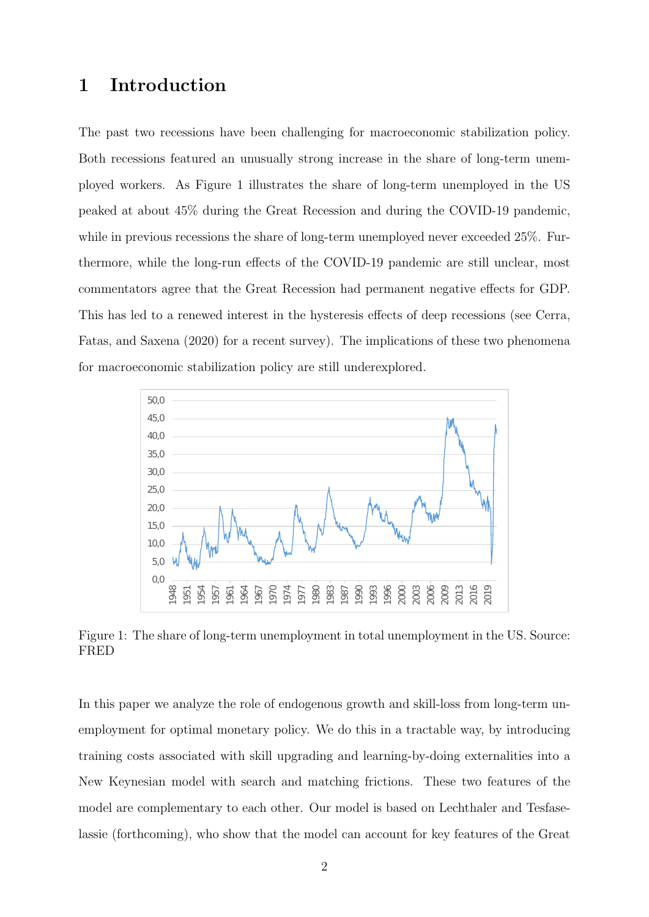# 1 Introduction

The past two recessions have been challenging for macroeconomic stabilization policy. Both recessions featured an unusually strong increase in the share of long-term unemployed workers. As Figure 1 illustrates the share of long-term unemployed in the US peaked at about 45% during the Great Recession and during the COVID-19 pandemic, while in previous recessions the share of long-term unemployed never exceeded 25%. Furthermore, while the long-run effects of the COVID-19 pandemic are still unclear, most commentators agree that the Great Recession had permanent negative effects for GDP. This has led to a renewed interest in the hysteresis effects of deep recessions (see Cerra, Fatas, and Saxena (2020) for a recent survey). The implications of these two phenomena for macroeconomic stabilization policy are still underexplored.

Figure 1: The share of long-term unemployment in total unemployment in the US. Source: FRED

In this paper we analyze the role of endogenous growth and skill-loss from long-term unemployment for optimal monetary policy. We do this in a tractable way, by introducing training costs associated with skill upgrading and learning-by-doing externalities into a New Keynesian model with search and matching frictions. These two features of the model are complementary to each other. Our model is based on Lechthaler and Tesfaselassie (forthcoming), who show that the model can account for key features of the Great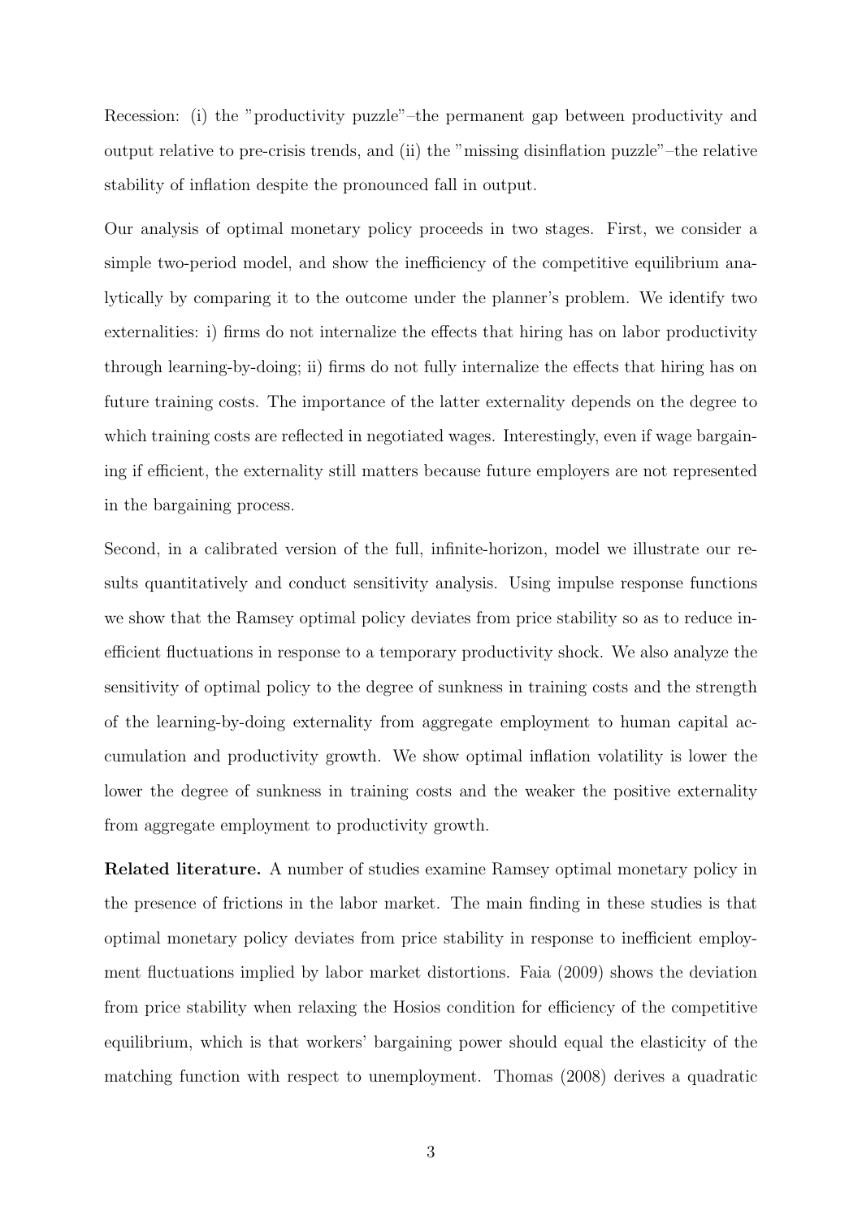Recession: (i) the "productivity puzzle"–the permanent gap between productivity and output relative to pre-crisis trends, and (ii) the "missing disinflation puzzle"–the relative stability of inflation despite the pronounced fall in output.

Our analysis of optimal monetary policy proceeds in two stages. First, we consider a simple two-period model, and show the inefficiency of the competitive equilibrium analytically by comparing it to the outcome under the planner's problem. We identify two externalities: i) firms do not internalize the effects that hiring has on labor productivity through learning-by-doing; ii) firms do not fully internalize the effects that hiring has on future training costs. The importance of the latter externality depends on the degree to which training costs are reflected in negotiated wages. Interestingly, even if wage bargaining if efficient, the externality still matters because future employers are not represented in the bargaining process.

Second, in a calibrated version of the full, infinite-horizon, model we illustrate our results quantitatively and conduct sensitivity analysis. Using impulse response functions we show that the Ramsey optimal policy deviates from price stability so as to reduce inefficient fluctuations in response to a temporary productivity shock. We also analyze the sensitivity of optimal policy to the degree of sunkness in training costs and the strength of the learning-by-doing externality from aggregate employment to human capital accumulation and productivity growth. We show optimal inflation volatility is lower the lower the degree of sunkness in training costs and the weaker the positive externality from aggregate employment to productivity growth.

**Related literature.** A number of studies examine Ramsey optimal monetary policy in the presence of frictions in the labor market. The main finding in these studies is that optimal monetary policy deviates from price stability in response to inefficient employment fluctuations implied by labor market distortions. Faia (2009) shows the deviation from price stability when relaxing the Hosios condition for efficiency of the competitive equilibrium, which is that workers' bargaining power should equal the elasticity of the matching function with respect to unemployment. Thomas (2008) derives a quadratic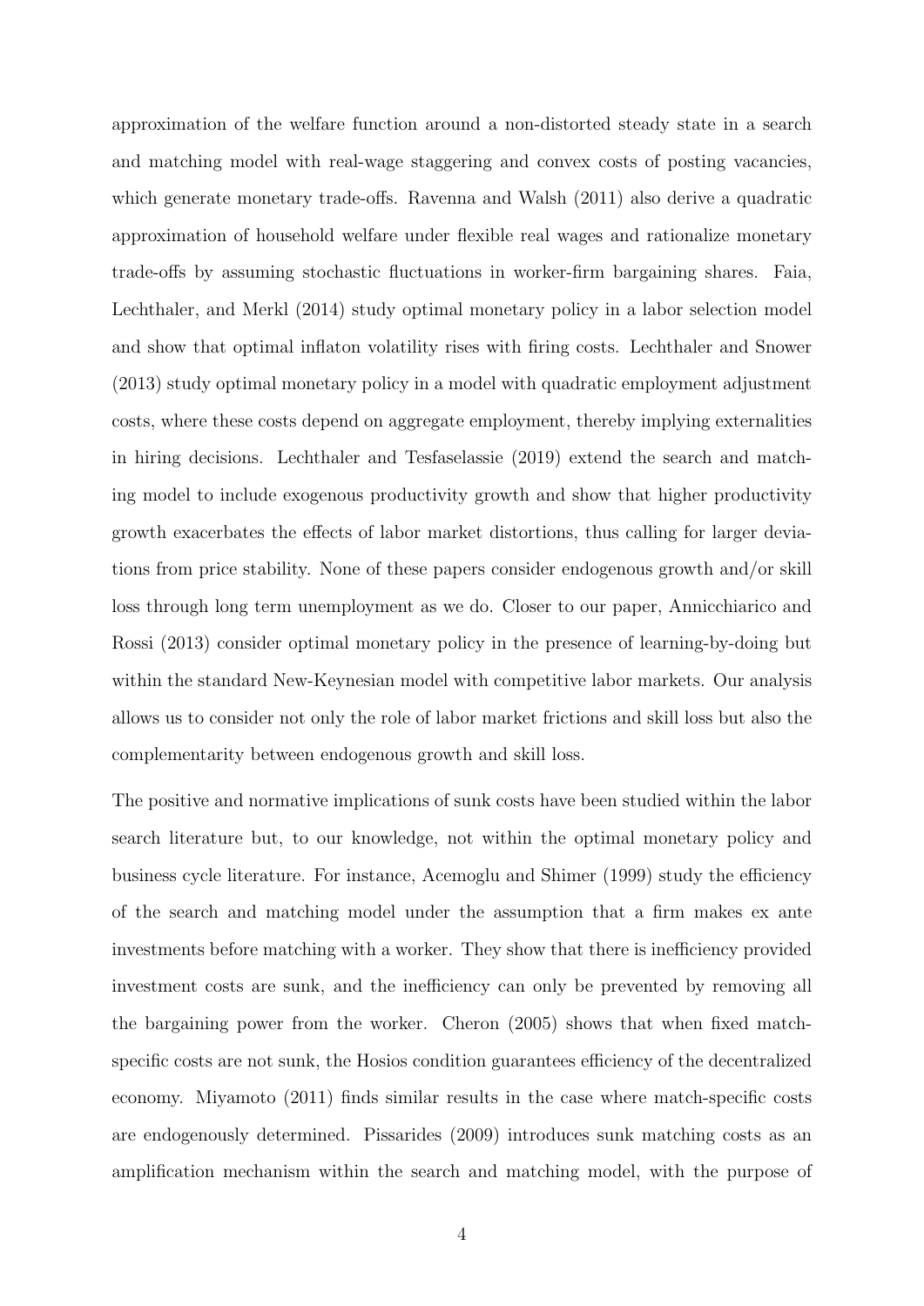approximation of the welfare function around a non-distorted steady state in a search and matching model with real-wage staggering and convex costs of posting vacancies, which generate monetary trade-offs. Ravenna and Walsh (2011) also derive a quadratic approximation of household welfare under flexible real wages and rationalize monetary trade-offs by assuming stochastic fluctuations in worker-firm bargaining shares. Faia, Lechthaler, and Merkl (2014) study optimal monetary policy in a labor selection model and show that optimal inflaton volatility rises with firing costs. Lechthaler and Snower (2013) study optimal monetary policy in a model with quadratic employment adjustment costs, where these costs depend on aggregate employment, thereby implying externalities in hiring decisions. Lechthaler and Tesfaselassie (2019) extend the search and matching model to include exogenous productivity growth and show that higher productivity growth exacerbates the effects of labor market distortions, thus calling for larger deviations from price stability. None of these papers consider endogenous growth and/or skill loss through long term unemployment as we do. Closer to our paper, Annicchiarico and Rossi (2013) consider optimal monetary policy in the presence of learning-by-doing but within the standard New-Keynesian model with competitive labor markets. Our analysis allows us to consider not only the role of labor market frictions and skill loss but also the complementarity between endogenous growth and skill loss.

The positive and normative implications of sunk costs have been studied within the labor search literature but, to our knowledge, not within the optimal monetary policy and business cycle literature. For instance, Acemoglu and Shimer (1999) study the efficiency of the search and matching model under the assumption that a firm makes ex ante investments before matching with a worker. They show that there is inefficiency provided investment costs are sunk, and the inefficiency can only be prevented by removing all the bargaining power from the worker. Cheron (2005) shows that when fixed match-specific costs are not sunk, the Hosios condition guarantees efficiency of the decentralized economy. Miyamoto (2011) finds similar results in the case where match-specific costs are endogenously determined. Pissarides (2009) introduces sunk matching costs as an amplification mechanism within the search and matching model, with the purpose of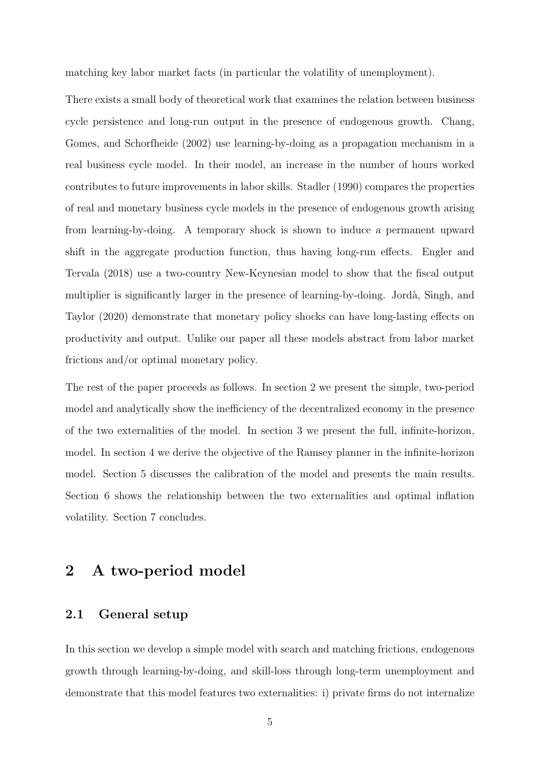matching key labor market facts (in particular the volatility of unemployment).

There exists a small body of theoretical work that examines the relation between business cycle persistence and long-run output in the presence of endogenous growth. Chang, Gomes, and Schorfheide (2002) use learning-by-doing as a propagation mechanism in a real business cycle model. In their model, an increase in the number of hours worked contributes to future improvements in labor skills. Stadler (1990) compares the properties of real and monetary business cycle models in the presence of endogenous growth arising from learning-by-doing. A temporary shock is shown to induce a permanent upward shift in the aggregate production function, thus having long-run effects. Engler and Tervala (2018) use a two-country New-Keynesian model to show that the fiscal output multiplier is significantly larger in the presence of learning-by-doing. Jordà, Singh, and Taylor (2020) demonstrate that monetary policy shocks can have long-lasting effects on productivity and output. Unlike our paper all these models abstract from labor market frictions and/or optimal monetary policy.

The rest of the paper proceeds as follows. In section 2 we present the simple, two-period model and analytically show the inefficiency of the decentralized economy in the presence of the two externalities of the model. In section 3 we present the full, infinite-horizon, model. In section 4 we derive the objective of the Ramsey planner in the infinite-horizon model. Section 5 discusses the calibration of the model and presents the main results. Section 6 shows the relationship between the two externalities and optimal inflation volatility. Section 7 concludes.

## 2 A two-period model

### 2.1 General setup

In this section we develop a simple model with search and matching frictions, endogenous growth through learning-by-doing, and skill-loss through long-term unemployment and demonstrate that this model features two externalities: i) private firms do not internalize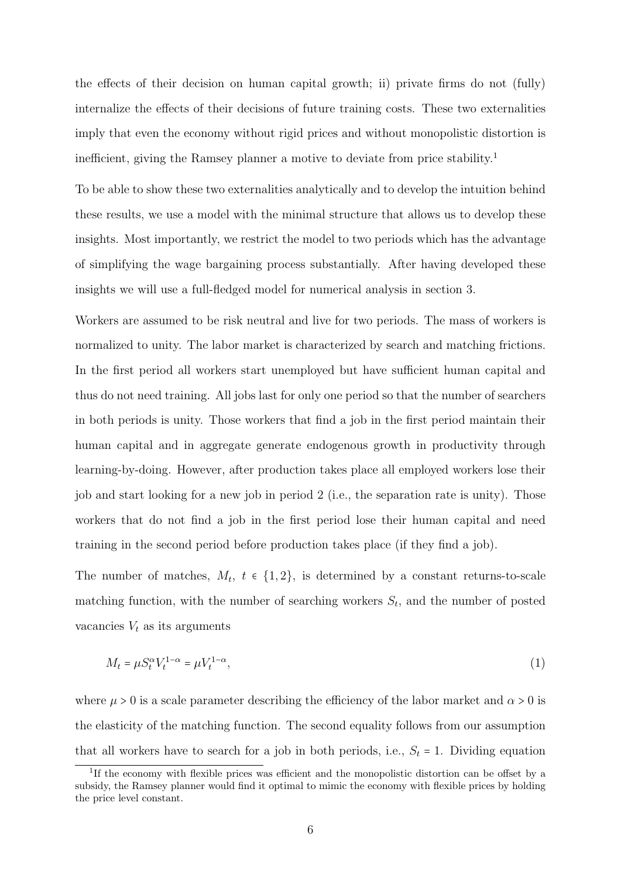the effects of their decision on human capital growth; ii) private firms do not (fully) internalize the effects of their decisions of future training costs. These two externalities imply that even the economy without rigid prices and without monopolistic distortion is inefficient, giving the Ramsey planner a motive to deviate from price stability.[1]

To be able to show these two externalities analytically and to develop the intuition behind these results, we use a model with the minimal structure that allows us to develop these insights. Most importantly, we restrict the model to two periods which has the advantage of simplifying the wage bargaining process substantially. After having developed these insights we will use a full-fledged model for numerical analysis in section 3.

Workers are assumed to be risk neutral and live for two periods. The mass of workers is normalized to unity. The labor market is characterized by search and matching frictions. In the first period all workers start unemployed but have sufficient human capital and thus do not need training. All jobs last for only one period so that the number of searchers in both periods is unity. Those workers that find a job in the first period maintain their human capital and in aggregate generate endogenous growth in productivity through learning-by-doing. However, after production takes place all employed workers lose their job and start looking for a new job in period 2 (i.e., the separation rate is unity). Those workers that do not find a job in the first period lose their human capital and need training in the second period before production takes place (if they find a job).

The number of matches, $M_t$, $t \in \{1, 2\}$, is determined by a constant returns-to-scale matching function, with the number of searching workers $S_t$, and the number of posted vacancies $V_t$ as its arguments

$$M_t = \mu S_t^{\alpha} V_t^{1-\alpha} = \mu V_t^{1-\alpha}, \tag{1}$$

where $\mu > 0$ is a scale parameter describing the efficiency of the labor market and $\alpha > 0$ is the elasticity of the matching function. The second equality follows from our assumption that all workers have to search for a job in both periods, i.e., $S_t = 1$. Dividing equation

[1] If the economy with flexible prices was efficient and the monopolistic distortion can be offset by a subsidy, the Ramsey planner would find it optimal to mimic the economy with flexible prices by holding the price level constant.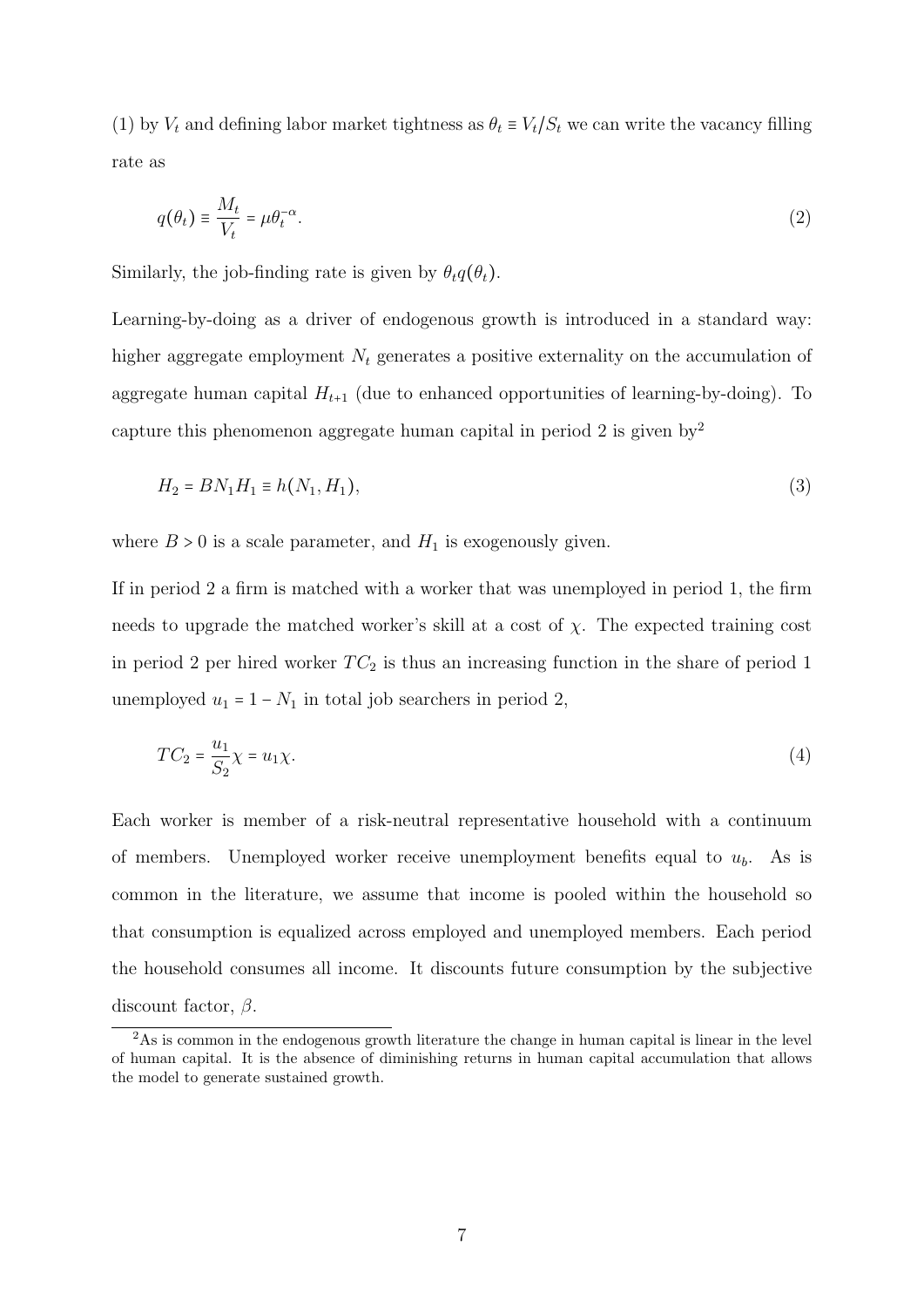(1) by $V_t$ and defining labor market tightness as $\theta_t \equiv V_t/S_t$ we can write the vacancy filling rate as

$$q(\theta_t) \equiv \frac{M_t}{V_t} = \mu\theta_t^{-\alpha}. \tag{2}$$

Similarly, the job-finding rate is given by $\theta_t q(\theta_t)$.

Learning-by-doing as a driver of endogenous growth is introduced in a standard way: higher aggregate employment $N_t$ generates a positive externality on the accumulation of aggregate human capital $H_{t+1}$ (due to enhanced opportunities of learning-by-doing). To capture this phenomenon aggregate human capital in period 2 is given by[2]

$$H_2 = BN_1H_1 \equiv h(N_1, H_1), \tag{3}$$

where $B > 0$ is a scale parameter, and $H_1$ is exogenously given.

If in period 2 a firm is matched with a worker that was unemployed in period 1, the firm needs to upgrade the matched worker's skill at a cost of $\chi$. The expected training cost in period 2 per hired worker $TC_2$ is thus an increasing function in the share of period 1 unemployed $u_1 = 1 - N_1$ in total job searchers in period 2,

$$TC_2 = \frac{u_1}{S_2}\chi = u_1\chi. \tag{4}$$

Each worker is member of a risk-neutral representative household with a continuum of members. Unemployed worker receive unemployment benefits equal to $u_b$. As is common in the literature, we assume that income is pooled within the household so that consumption is equalized across employed and unemployed members. Each period the household consumes all income. It discounts future consumption by the subjective discount factor, $\beta$.

[2] As is common in the endogenous growth literature the change in human capital is linear in the level of human capital. It is the absence of diminishing returns in human capital accumulation that allows the model to generate sustained growth.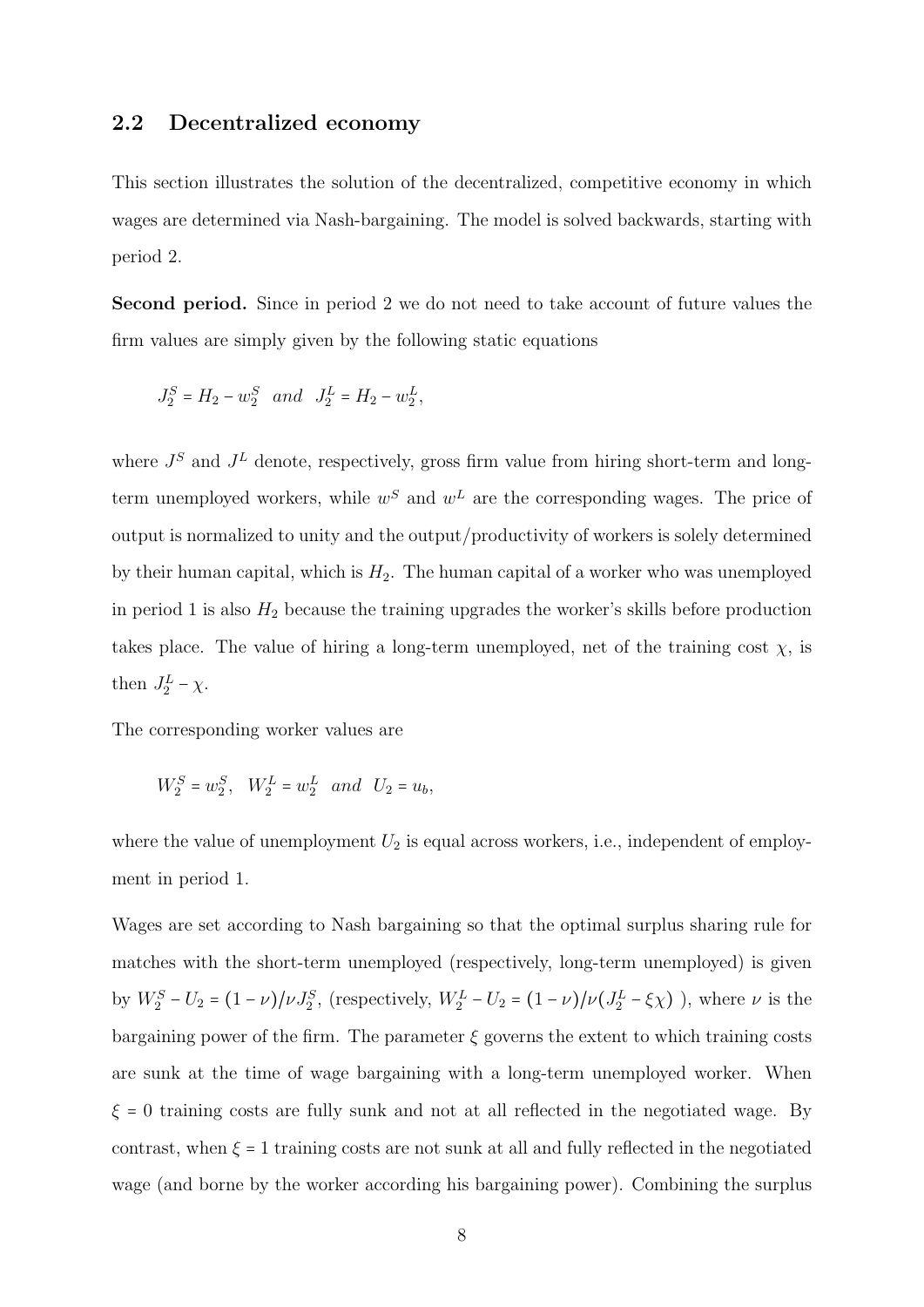## 2.2 Decentralized economy

This section illustrates the solution of the decentralized, competitive economy in which wages are determined via Nash-bargaining. The model is solved backwards, starting with period 2.

**Second period.** Since in period 2 we do not need to take account of future values the firm values are simply given by the following static equations

$$J_2^S = H_2 - w_2^S \quad and \quad J_2^L = H_2 - w_2^L,$$

where $J^S$ and $J^L$ denote, respectively, gross firm value from hiring short-term and long-term unemployed workers, while $w^S$ and $w^L$ are the corresponding wages. The price of output is normalized to unity and the output/productivity of workers is solely determined by their human capital, which is $H_2$. The human capital of a worker who was unemployed in period 1 is also $H_2$ because the training upgrades the worker's skills before production takes place. The value of hiring a long-term unemployed, net of the training cost $\chi$, is then $J_2^L - \chi$.

The corresponding worker values are

$$W_2^S = w_2^S, \quad W_2^L = w_2^L \quad and \quad U_2 = u_b,$$

where the value of unemployment $U_2$ is equal across workers, i.e., independent of employment in period 1.

Wages are set according to Nash bargaining so that the optimal surplus sharing rule for matches with the short-term unemployed (respectively, long-term unemployed) is given by $W_2^S - U_2 = (1-\nu)/\nu J_2^S$, (respectively, $W_2^L - U_2 = (1-\nu)/\nu(J_2^L - \xi\chi)$ ), where $\nu$ is the bargaining power of the firm. The parameter $\xi$ governs the extent to which training costs are sunk at the time of wage bargaining with a long-term unemployed worker. When $\xi = 0$ training costs are fully sunk and not at all reflected in the negotiated wage. By contrast, when $\xi = 1$ training costs are not sunk at all and fully reflected in the negotiated wage (and borne by the worker according his bargaining power). Combining the surplus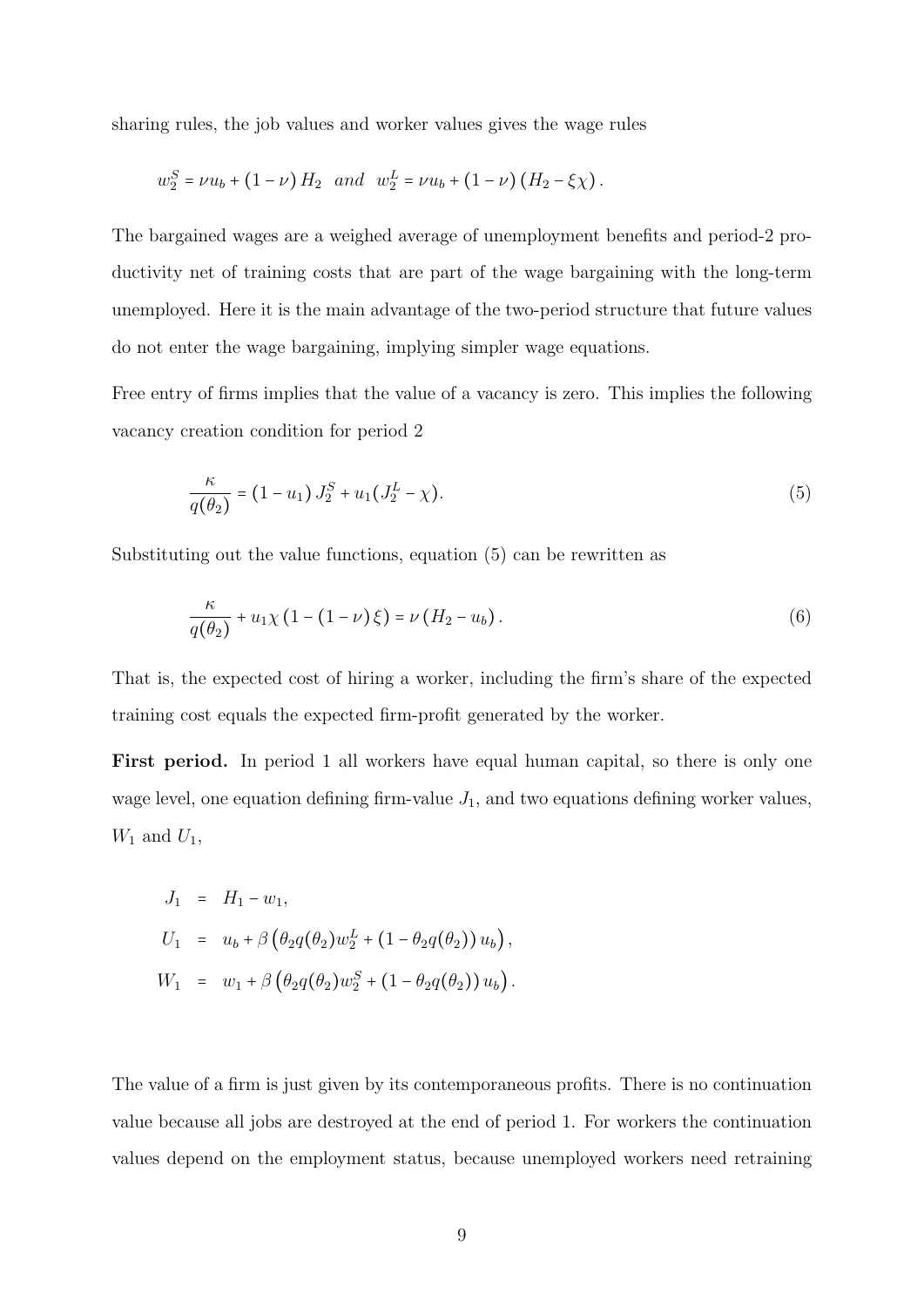sharing rules, the job values and worker values gives the wage rules

$$w_2^S = \nu u_b + (1-\nu) H_2 \quad and \quad w_2^L = \nu u_b + (1-\nu)(H_2 - \xi\chi).$$

The bargained wages are a weighed average of unemployment benefits and period-2 productivity net of training costs that are part of the wage bargaining with the long-term unemployed. Here it is the main advantage of the two-period structure that future values do not enter the wage bargaining, implying simpler wage equations.

Free entry of firms implies that the value of a vacancy is zero. This implies the following vacancy creation condition for period 2

$$\frac{\kappa}{q(\theta_2)} = (1-u_1) J_2^S + u_1 (J_2^L - \chi). \tag{5}$$

Substituting out the value functions, equation (5) can be rewritten as

$$\frac{\kappa}{q(\theta_2)} + u_1 \chi (1 - (1-\nu)\xi) = \nu (H_2 - u_b). \tag{6}$$

That is, the expected cost of hiring a worker, including the firm's share of the expected training cost equals the expected firm-profit generated by the worker.

**First period.** In period 1 all workers have equal human capital, so there is only one wage level, one equation defining firm-value $J_1$, and two equations defining worker values, $W_1$ and $U_1$,

$$\begin{aligned}
J_1 &= H_1 - w_1, \\
U_1 &= u_b + \beta \left( \theta_2 q(\theta_2) w_2^L + (1 - \theta_2 q(\theta_2)) u_b \right), \\
W_1 &= w_1 + \beta \left( \theta_2 q(\theta_2) w_2^S + (1 - \theta_2 q(\theta_2)) u_b \right).
\end{aligned}$$

The value of a firm is just given by its contemporaneous profits. There is no continuation value because all jobs are destroyed at the end of period 1. For workers the continuation values depend on the employment status, because unemployed workers need retraining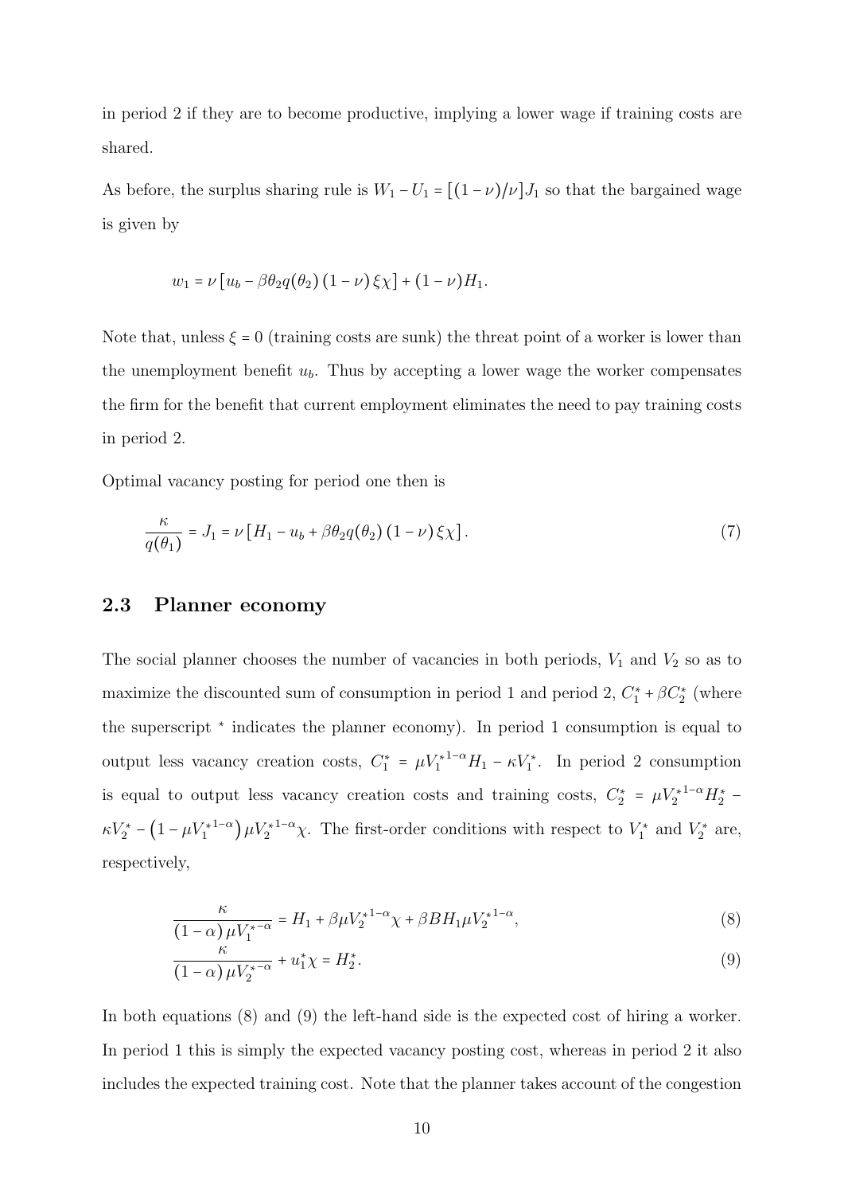in period 2 if they are to become productive, implying a lower wage if training costs are shared.

As before, the surplus sharing rule is $W_1 - U_1 = [(1-\nu)/\nu]J_1$ so that the bargained wage is given by

$$w_1 = \nu\left[u_b - \beta\theta_2 q(\theta_2)(1-\nu)\xi\chi\right] + (1-\nu)H_1.$$

Note that, unless $\xi = 0$ (training costs are sunk) the threat point of a worker is lower than the unemployment benefit $u_b$. Thus by accepting a lower wage the worker compensates the firm for the benefit that current employment eliminates the need to pay training costs in period 2.

Optimal vacancy posting for period one then is

$$\frac{\kappa}{q(\theta_1)} = J_1 = \nu\left[H_1 - u_b + \beta\theta_2 q(\theta_2)(1-\nu)\xi\chi\right]. \tag{7}$$

## 2.3 Planner economy

The social planner chooses the number of vacancies in both periods, $V_1$ and $V_2$ so as to maximize the discounted sum of consumption in period 1 and period 2, $C_1^* + \beta C_2^*$ (where the superscript $^*$ indicates the planner economy). In period 1 consumption is equal to output less vacancy creation costs, $C_1^* = \mu {V_1^*}^{1-\alpha} H_1 - \kappa V_1^*$. In period 2 consumption is equal to output less vacancy creation costs and training costs, $C_2^* = \mu {V_2^*}^{1-\alpha} H_2^* - \kappa V_2^* - \left(1 - \mu {V_1^*}^{1-\alpha}\right)\mu {V_2^*}^{1-\alpha}\chi$. The first-order conditions with respect to $V_1^*$ and $V_2^*$ are, respectively,

$$\frac{\kappa}{(1-\alpha)\mu {V_1^*}^{-\alpha}} = H_1 + \beta\mu {V_2^*}^{1-\alpha}\chi + \beta B H_1 \mu {V_2^*}^{1-\alpha}, \tag{8}$$

$$\frac{\kappa}{(1-\alpha)\mu {V_2^*}^{-\alpha}} + u_1^*\chi = H_2^*. \tag{9}$$

In both equations (8) and (9) the left-hand side is the expected cost of hiring a worker. In period 1 this is simply the expected vacancy posting cost, whereas in period 2 it also includes the expected training cost. Note that the planner takes account of the congestion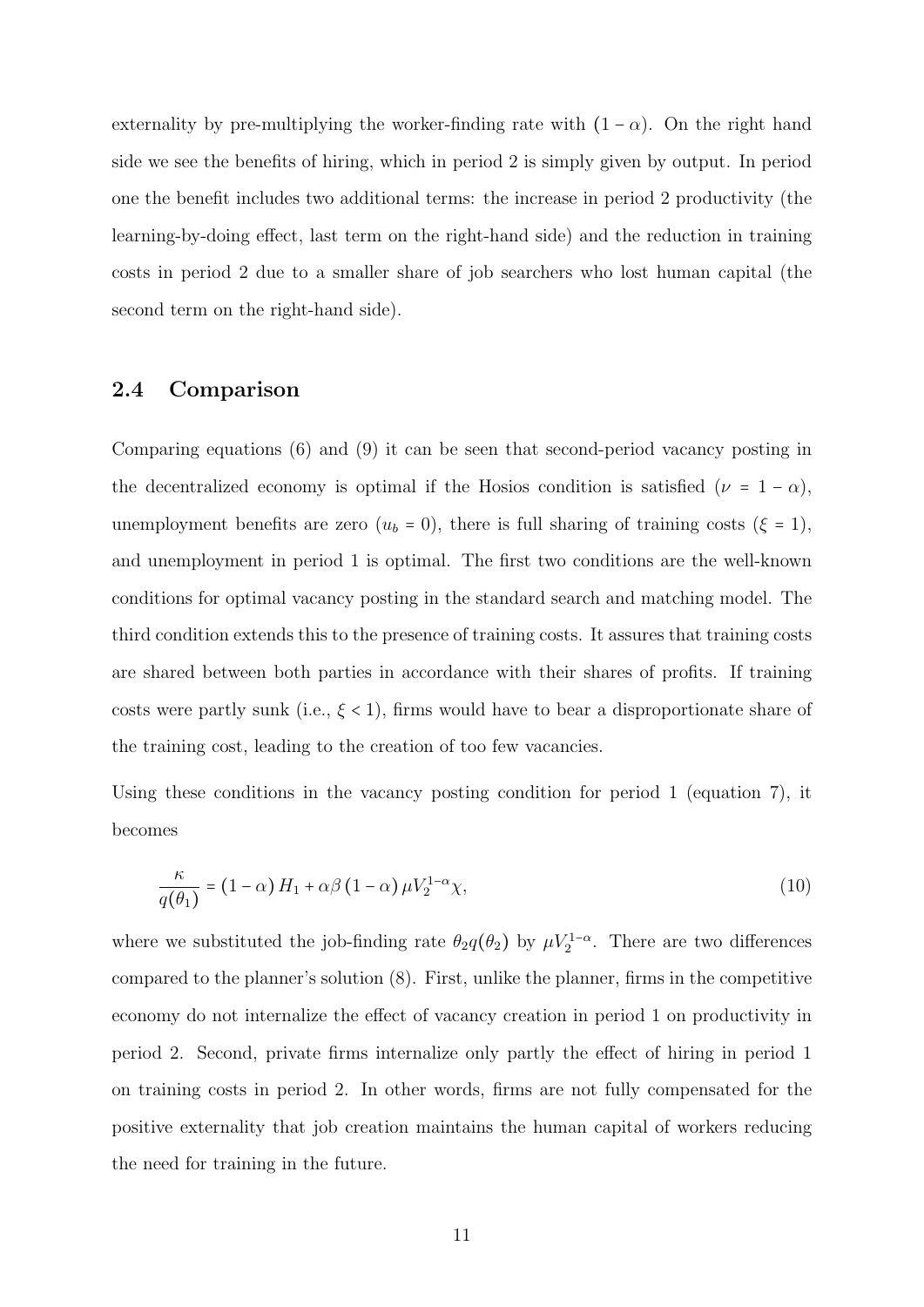externality by pre-multiplying the worker-finding rate with $(1-\alpha)$. On the right hand side we see the benefits of hiring, which in period 2 is simply given by output. In period one the benefit includes two additional terms: the increase in period 2 productivity (the learning-by-doing effect, last term on the right-hand side) and the reduction in training costs in period 2 due to a smaller share of job searchers who lost human capital (the second term on the right-hand side).

## 2.4 Comparison

Comparing equations (6) and (9) it can be seen that second-period vacancy posting in the decentralized economy is optimal if the Hosios condition is satisfied ($\nu = 1-\alpha$), unemployment benefits are zero ($u_b = 0$), there is full sharing of training costs ($\xi = 1$), and unemployment in period 1 is optimal. The first two conditions are the well-known conditions for optimal vacancy posting in the standard search and matching model. The third condition extends this to the presence of training costs. It assures that training costs are shared between both parties in accordance with their shares of profits. If training costs were partly sunk (i.e., $\xi < 1$), firms would have to bear a disproportionate share of the training cost, leading to the creation of too few vacancies.

Using these conditions in the vacancy posting condition for period 1 (equation 7), it becomes

$$\frac{\kappa}{q(\theta_1)} = (1-\alpha) H_1 + \alpha\beta (1-\alpha) \mu V_2^{1-\alpha} \chi, \tag{10}$$

where we substituted the job-finding rate $\theta_2 q(\theta_2)$ by $\mu V_2^{1-\alpha}$. There are two differences compared to the planner's solution (8). First, unlike the planner, firms in the competitive economy do not internalize the effect of vacancy creation in period 1 on productivity in period 2. Second, private firms internalize only partly the effect of hiring in period 1 on training costs in period 2. In other words, firms are not fully compensated for the positive externality that job creation maintains the human capital of workers reducing the need for training in the future.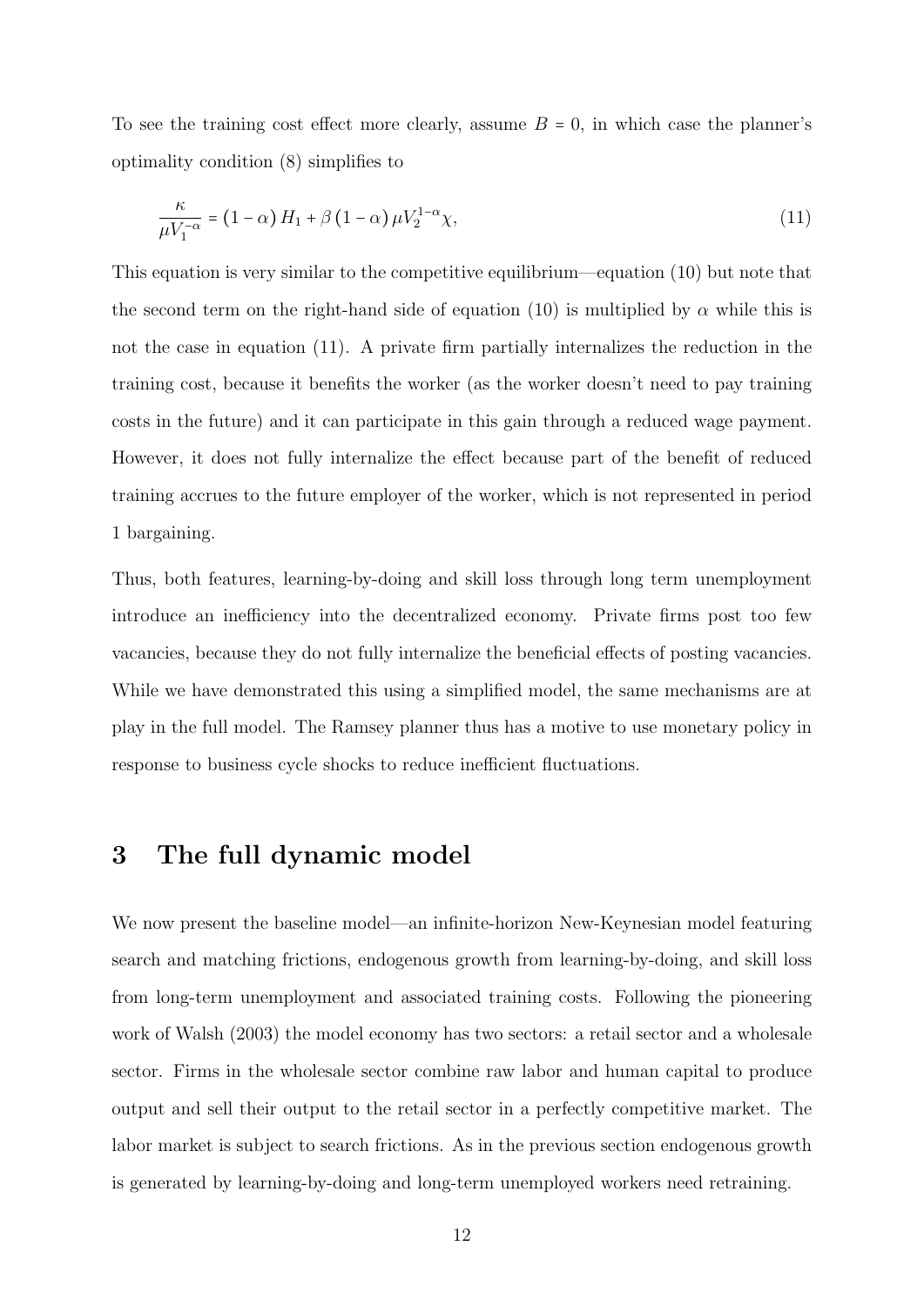To see the training cost effect more clearly, assume $B = 0$, in which case the planner's optimality condition (8) simplifies to

$$\frac{\kappa}{\mu V_1^{-\alpha}} = (1-\alpha) H_1 + \beta (1-\alpha) \mu V_2^{1-\alpha} \chi, \tag{11}$$

This equation is very similar to the competitive equilibrium—equation (10) but note that the second term on the right-hand side of equation (10) is multiplied by $\alpha$ while this is not the case in equation (11). A private firm partially internalizes the reduction in the training cost, because it benefits the worker (as the worker doesn't need to pay training costs in the future) and it can participate in this gain through a reduced wage payment. However, it does not fully internalize the effect because part of the benefit of reduced training accrues to the future employer of the worker, which is not represented in period 1 bargaining.

Thus, both features, learning-by-doing and skill loss through long term unemployment introduce an inefficiency into the decentralized economy. Private firms post too few vacancies, because they do not fully internalize the beneficial effects of posting vacancies. While we have demonstrated this using a simplified model, the same mechanisms are at play in the full model. The Ramsey planner thus has a motive to use monetary policy in response to business cycle shocks to reduce inefficient fluctuations.

## 3 The full dynamic model

We now present the baseline model—an infinite-horizon New-Keynesian model featuring search and matching frictions, endogenous growth from learning-by-doing, and skill loss from long-term unemployment and associated training costs. Following the pioneering work of Walsh (2003) the model economy has two sectors: a retail sector and a wholesale sector. Firms in the wholesale sector combine raw labor and human capital to produce output and sell their output to the retail sector in a perfectly competitive market. The labor market is subject to search frictions. As in the previous section endogenous growth is generated by learning-by-doing and long-term unemployed workers need retraining.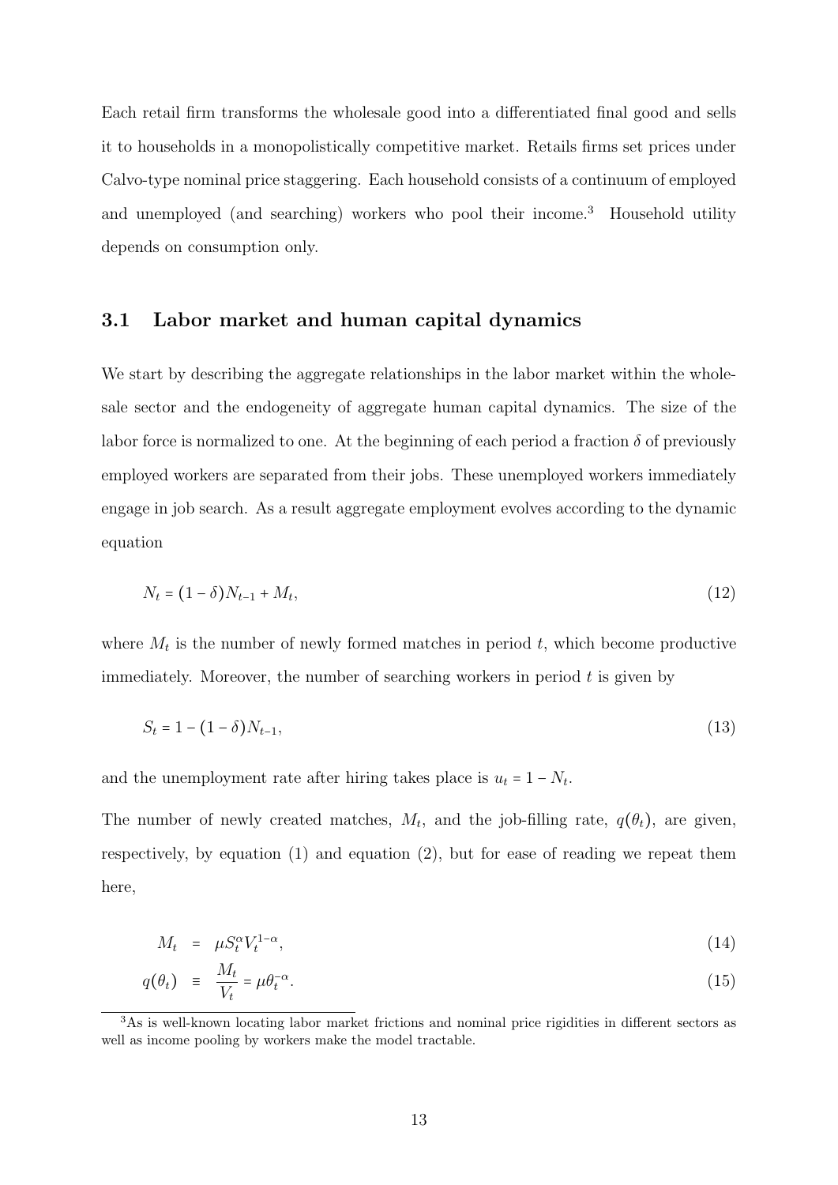Each retail firm transforms the wholesale good into a differentiated final good and sells it to households in a monopolistically competitive market. Retails firms set prices under Calvo-type nominal price staggering. Each household consists of a continuum of employed and unemployed (and searching) workers who pool their income.[3] Household utility depends on consumption only.

## 3.1 Labor market and human capital dynamics

We start by describing the aggregate relationships in the labor market within the wholesale sector and the endogeneity of aggregate human capital dynamics. The size of the labor force is normalized to one. At the beginning of each period a fraction $\delta$ of previously employed workers are separated from their jobs. These unemployed workers immediately engage in job search. As a result aggregate employment evolves according to the dynamic equation

$$N_t = (1 - \delta)N_{t-1} + M_t, \tag{12}$$

where $M_t$ is the number of newly formed matches in period $t$, which become productive immediately. Moreover, the number of searching workers in period $t$ is given by

$$S_t = 1 - (1 - \delta)N_{t-1}, \tag{13}$$

and the unemployment rate after hiring takes place is $u_t = 1 - N_t$.

The number of newly created matches, $M_t$, and the job-filling rate, $q(\theta_t)$, are given, respectively, by equation (1) and equation (2), but for ease of reading we repeat them here,

$$M_t = \mu S_t^{\alpha} V_t^{1-\alpha}, \tag{14}$$

$$q(\theta_t) \equiv \frac{M_t}{V_t} = \mu \theta_t^{-\alpha}. \tag{15}$$

[3] As is well-known locating labor market frictions and nominal price rigidities in different sectors as well as income pooling by workers make the model tractable.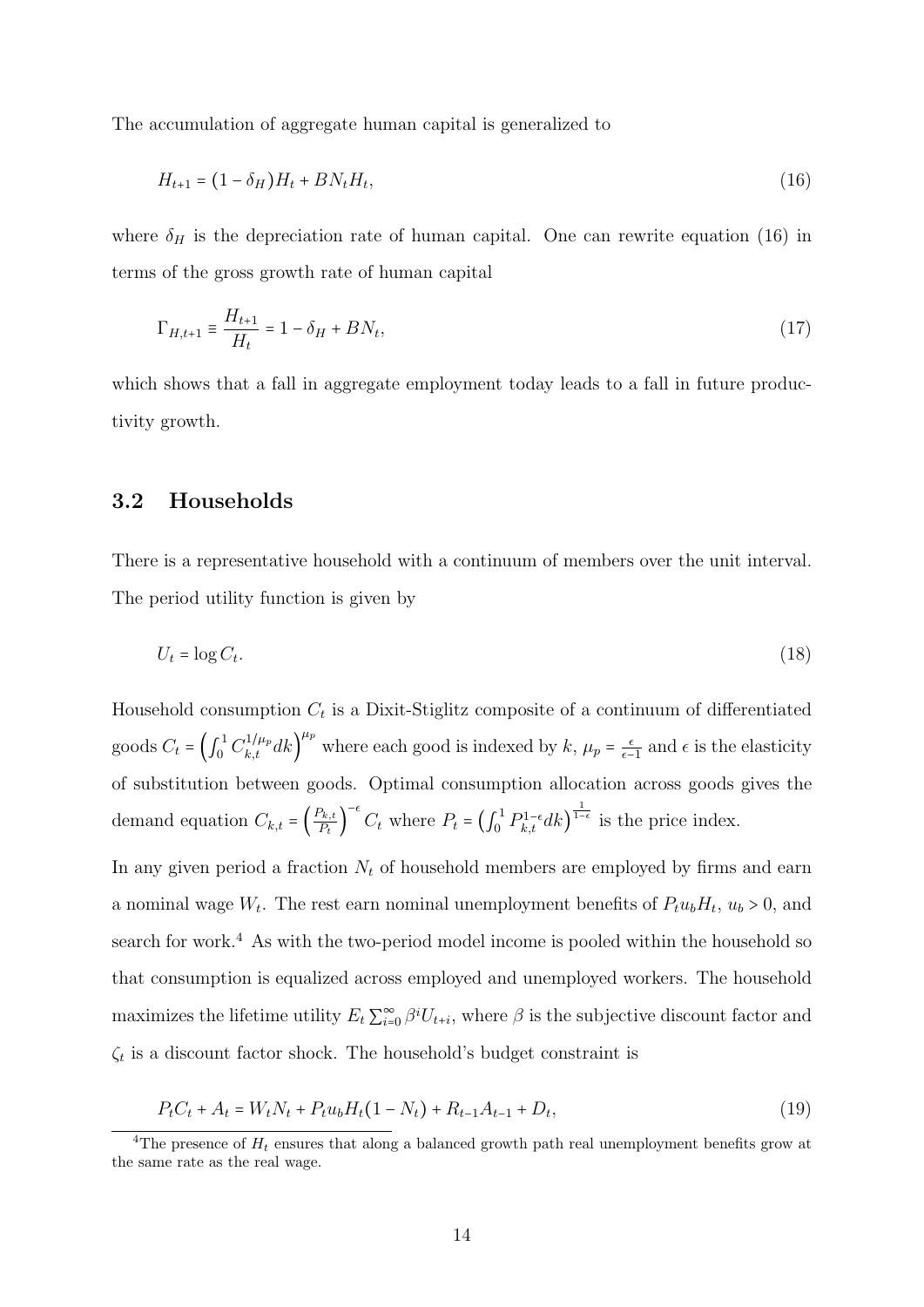The accumulation of aggregate human capital is generalized to

$$H_{t+1} = (1 - \delta_H)H_t + BN_tH_t, \tag{16}$$

where $\delta_H$ is the depreciation rate of human capital. One can rewrite equation (16) in terms of the gross growth rate of human capital

$$\Gamma_{H,t+1} \equiv \frac{H_{t+1}}{H_t} = 1 - \delta_H + BN_t, \tag{17}$$

which shows that a fall in aggregate employment today leads to a fall in future productivity growth.

## 3.2 Households

There is a representative household with a continuum of members over the unit interval. The period utility function is given by

$$U_t = \log C_t. \tag{18}$$

Household consumption $C_t$ is a Dixit-Stiglitz composite of a continuum of differentiated goods $C_t = \left(\int_0^1 C_{k,t}^{1/\mu_p} dk\right)^{\mu_p}$ where each good is indexed by $k$, $\mu_p = \frac{\epsilon}{\epsilon - 1}$ and $\epsilon$ is the elasticity of substitution between goods. Optimal consumption allocation across goods gives the demand equation $C_{k,t} = \left(\frac{P_{k,t}}{P_t}\right)^{-\epsilon} C_t$ where $P_t = \left(\int_0^1 P_{k,t}^{1-\epsilon} dk\right)^{\frac{1}{1-\epsilon}}$ is the price index.

In any given period a fraction $N_t$ of household members are employed by firms and earn a nominal wage $W_t$. The rest earn nominal unemployment benefits of $P_t u_b H_t$, $u_b > 0$, and search for work.[4] As with the two-period model income is pooled within the household so that consumption is equalized across employed and unemployed workers. The household maximizes the lifetime utility $E_t \sum_{i=0}^{\infty} \beta^i U_{t+i}$, where $\beta$ is the subjective discount factor and $\zeta_t$ is a discount factor shock. The household's budget constraint is

$$P_tC_t + A_t = W_tN_t + P_t u_b H_t (1 - N_t) + R_{t-1}A_{t-1} + D_t, \tag{19}$$

[4] The presence of $H_t$ ensures that along a balanced growth path real unemployment benefits grow at the same rate as the real wage.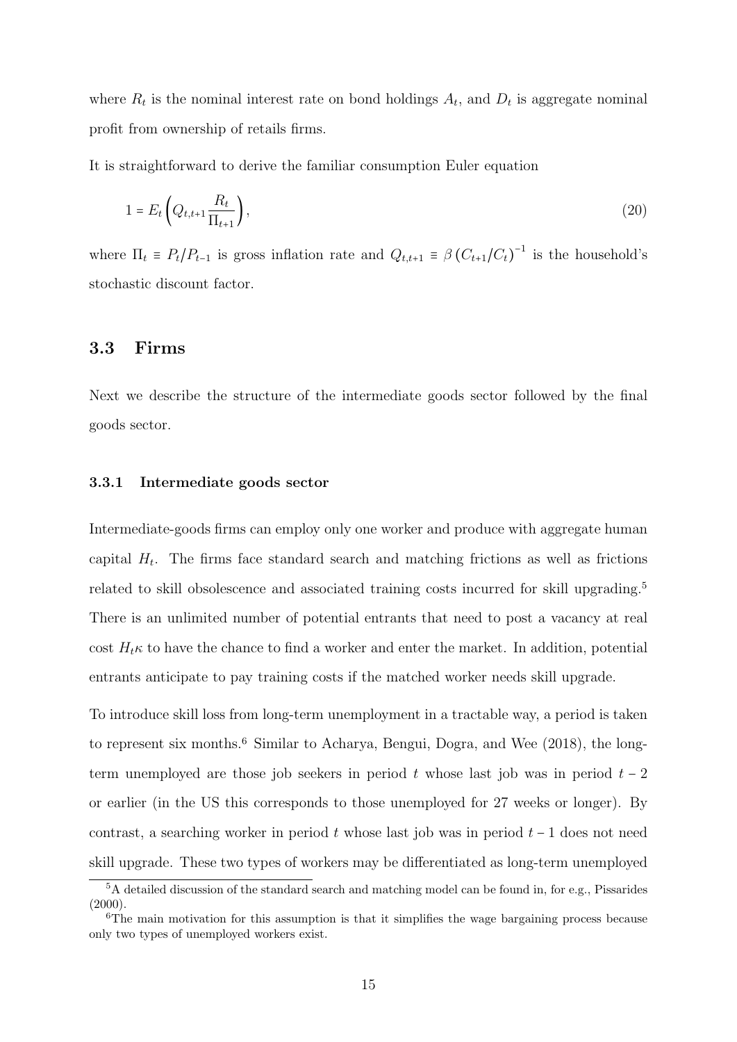where $R_t$ is the nominal interest rate on bond holdings $A_t$, and $D_t$ is aggregate nominal profit from ownership of retails firms.

It is straightforward to derive the familiar consumption Euler equation

$$1 = E_t \left( Q_{t,t+1} \frac{R_t}{\Pi_{t+1}} \right), \tag{20}$$

where $\Pi_t \equiv P_t / P_{t-1}$ is gross inflation rate and $Q_{t,t+1} \equiv \beta \left( C_{t+1}/C_t \right)^{-1}$ is the household's stochastic discount factor.

## 3.3 Firms

Next we describe the structure of the intermediate goods sector followed by the final goods sector.

### 3.3.1 Intermediate goods sector

Intermediate-goods firms can employ only one worker and produce with aggregate human capital $H_t$. The firms face standard search and matching frictions as well as frictions related to skill obsolescence and associated training costs incurred for skill upgrading.[5] There is an unlimited number of potential entrants that need to post a vacancy at real cost $H_t \kappa$ to have the chance to find a worker and enter the market. In addition, potential entrants anticipate to pay training costs if the matched worker needs skill upgrade.

To introduce skill loss from long-term unemployment in a tractable way, a period is taken to represent six months.[6] Similar to Acharya, Bengui, Dogra, and Wee (2018), the long-term unemployed are those job seekers in period $t$ whose last job was in period $t-2$ or earlier (in the US this corresponds to those unemployed for 27 weeks or longer). By contrast, a searching worker in period $t$ whose last job was in period $t-1$ does not need skill upgrade. These two types of workers may be differentiated as long-term unemployed

[5] A detailed discussion of the standard search and matching model can be found in, for e.g., Pissarides (2000).

[6] The main motivation for this assumption is that it simplifies the wage bargaining process because only two types of unemployed workers exist.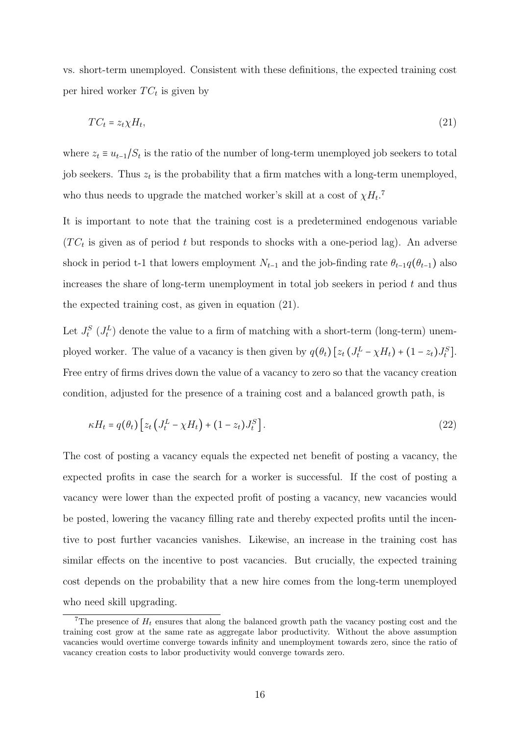vs. short-term unemployed. Consistent with these definitions, the expected training cost per hired worker $TC_t$ is given by

$$TC_t = z_t \chi H_t, \tag{21}$$

where $z_t \equiv u_{t-1}/S_t$ is the ratio of the number of long-term unemployed job seekers to total job seekers. Thus $z_t$ is the probability that a firm matches with a long-term unemployed, who thus needs to upgrade the matched worker's skill at a cost of $\chi H_t$.[7]

It is important to note that the training cost is a predetermined endogenous variable ($TC_t$ is given as of period $t$ but responds to shocks with a one-period lag). An adverse shock in period t-1 that lowers employment $N_{t-1}$ and the job-finding rate $\theta_{t-1} q(\theta_{t-1})$ also increases the share of long-term unemployment in total job seekers in period $t$ and thus the expected training cost, as given in equation (21).

Let $J_t^S$ ($J_t^L$) denote the value to a firm of matching with a short-term (long-term) unemployed worker. The value of a vacancy is then given by $q(\theta_t)\left[z_t\left(J_t^L - \chi H_t\right) + (1 - z_t) J_t^S\right]$. Free entry of firms drives down the value of a vacancy to zero so that the vacancy creation condition, adjusted for the presence of a training cost and a balanced growth path, is

$$\kappa H_t = q(\theta_t)\left[z_t\left(J_t^L - \chi H_t\right) + (1 - z_t) J_t^S\right]. \tag{22}$$

The cost of posting a vacancy equals the expected net benefit of posting a vacancy, the expected profits in case the search for a worker is successful. If the cost of posting a vacancy were lower than the expected profit of posting a vacancy, new vacancies would be posted, lowering the vacancy filling rate and thereby expected profits until the incentive to post further vacancies vanishes. Likewise, an increase in the training cost has similar effects on the incentive to post vacancies. But crucially, the expected training cost depends on the probability that a new hire comes from the long-term unemployed who need skill upgrading.

[7] The presence of $H_t$ ensures that along the balanced growth path the vacancy posting cost and the training cost grow at the same rate as aggregate labor productivity. Without the above assumption vacancies would overtime converge towards infinity and unemployment towards zero, since the ratio of vacancy creation costs to labor productivity would converge towards zero.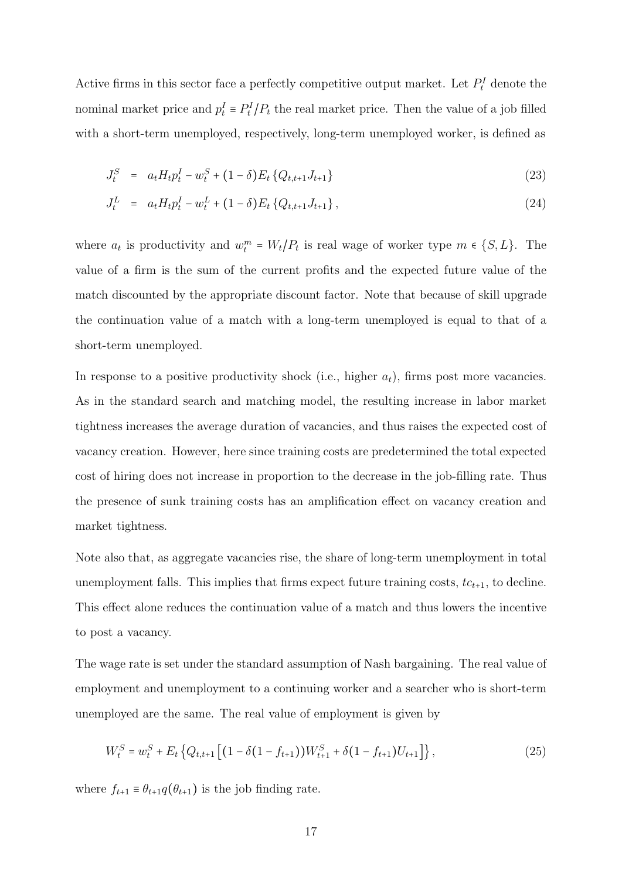Active firms in this sector face a perfectly competitive output market. Let $P_t^I$ denote the nominal market price and $p_t^I \equiv P_t^I / P_t$ the real market price. Then the value of a job filled with a short-term unemployed, respectively, long-term unemployed worker, is defined as

$$J_t^S = a_t H_t p_t^I - w_t^S + (1-\delta) E_t \{Q_{t,t+1} J_{t+1}\} \tag{23}$$

$$J_t^L = a_t H_t p_t^I - w_t^L + (1-\delta) E_t \{Q_{t,t+1} J_{t+1}\}, \tag{24}$$

where $a_t$ is productivity and $w_t^m = W_t / P_t$ is real wage of worker type $m \in \{S, L\}$. The value of a firm is the sum of the current profits and the expected future value of the match discounted by the appropriate discount factor. Note that because of skill upgrade the continuation value of a match with a long-term unemployed is equal to that of a short-term unemployed.

In response to a positive productivity shock (i.e., higher $a_t$), firms post more vacancies. As in the standard search and matching model, the resulting increase in labor market tightness increases the average duration of vacancies, and thus raises the expected cost of vacancy creation. However, here since training costs are predetermined the total expected cost of hiring does not increase in proportion to the decrease in the job-filling rate. Thus the presence of sunk training costs has an amplification effect on vacancy creation and market tightness.

Note also that, as aggregate vacancies rise, the share of long-term unemployment in total unemployment falls. This implies that firms expect future training costs, $tc_{t+1}$, to decline. This effect alone reduces the continuation value of a match and thus lowers the incentive to post a vacancy.

The wage rate is set under the standard assumption of Nash bargaining. The real value of employment and unemployment to a continuing worker and a searcher who is short-term unemployed are the same. The real value of employment is given by

$$W_t^S = w_t^S + E_t \left\{ Q_{t,t+1} \left[ (1 - \delta(1 - f_{t+1})) W_{t+1}^S + \delta(1 - f_{t+1}) U_{t+1} \right] \right\}, \tag{25}$$

where $f_{t+1} \equiv \theta_{t+1} q(\theta_{t+1})$ is the job finding rate.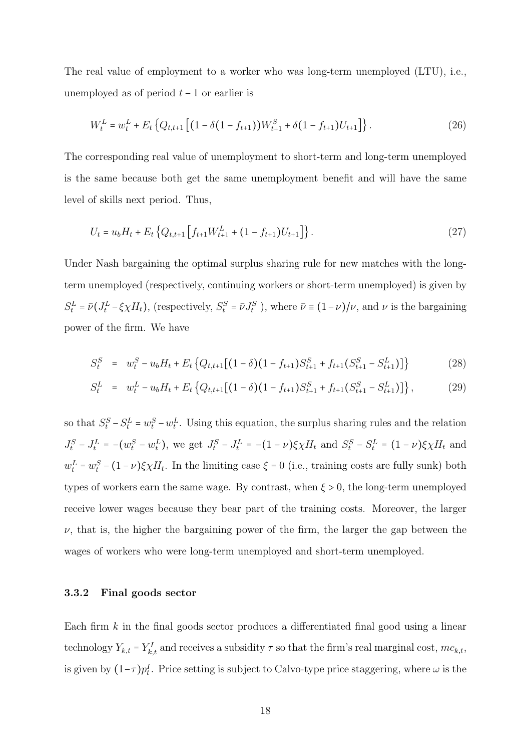The real value of employment to a worker who was long-term unemployed (LTU), i.e., unemployed as of period $t-1$ or earlier is

$$W_t^L = w_t^L + E_t\left\{Q_{t,t+1}\left[(1-\delta(1-f_{t+1}))W_{t+1}^S + \delta(1-f_{t+1})U_{t+1}\right]\right\}. \tag{26}$$

The corresponding real value of unemployment to short-term and long-term unemployed is the same because both get the same unemployment benefit and will have the same level of skills next period. Thus,

$$U_t = u_b H_t + E_t\left\{Q_{t,t+1}\left[f_{t+1}W_{t+1}^L + (1-f_{t+1})U_{t+1}\right]\right\}. \tag{27}$$

Under Nash bargaining the optimal surplus sharing rule for new matches with the long-term unemployed (respectively, continuing workers or short-term unemployed) is given by $S_t^L = \bar{\nu}(J_t^L - \xi\chi H_t)$, (respectively, $S_t^S = \bar{\nu}J_t^S$ ), where $\bar{\nu} \equiv (1-\nu)/\nu$, and $\nu$ is the bargaining power of the firm. We have

$$S_t^S = w_t^S - u_b H_t + E_t\left\{Q_{t,t+1}[(1-\delta)(1-f_{t+1})S_{t+1}^S + f_{t+1}(S_{t+1}^S - S_{t+1}^L)]\right\} \tag{28}$$

$$S_t^L = w_t^L - u_b H_t + E_t\left\{Q_{t,t+1}[(1-\delta)(1-f_{t+1})S_{t+1}^S + f_{t+1}(S_{t+1}^S - S_{t+1}^L)]\right\}, \tag{29}$$

so that $S_t^S - S_t^L = w_t^S - w_t^L$. Using this equation, the surplus sharing rules and the relation $J_t^S - J_t^L = -(w_t^S - w_t^L)$, we get $J_t^S - J_t^L = -(1-\nu)\xi\chi H_t$ and $S_t^S - S_t^L = (1-\nu)\xi\chi H_t$ and $w_t^L = w_t^S - (1-\nu)\xi\chi H_t$. In the limiting case $\xi = 0$ (i.e., training costs are fully sunk) both types of workers earn the same wage. By contrast, when $\xi > 0$, the long-term unemployed receive lower wages because they bear part of the training costs. Moreover, the larger $\nu$, that is, the higher the bargaining power of the firm, the larger the gap between the wages of workers who were long-term unemployed and short-term unemployed.

### 3.3.2 Final goods sector

Each firm $k$ in the final goods sector produces a differentiated final good using a linear technology $Y_{k,t} = Y_{k,t}^I$ and receives a subsidity $\tau$ so that the firm's real marginal cost, $mc_{k,t}$, is given by $(1-\tau)p_t^I$. Price setting is subject to Calvo-type price staggering, where $\omega$ is the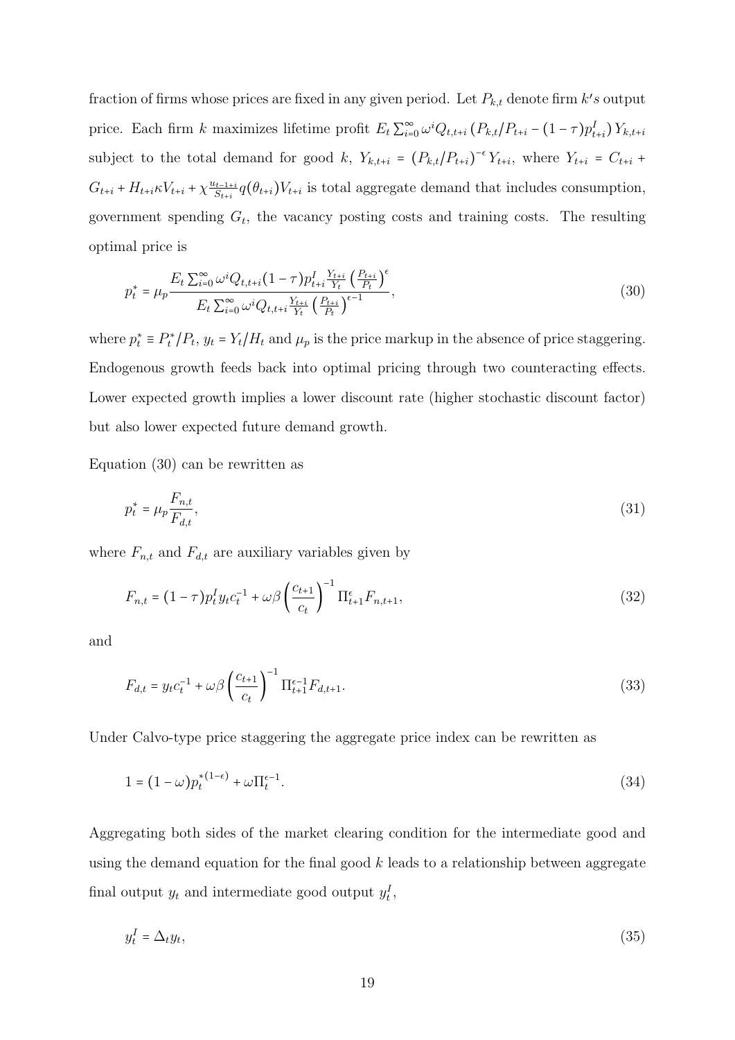fraction of firms whose prices are fixed in any given period. Let $P_{k,t}$ denote firm $k's$ output price. Each firm $k$ maximizes lifetime profit $E_t \sum_{i=0}^{\infty} \omega^i Q_{t,t+i} \left( P_{k,t}/P_{t+i} - (1-\tau) p_{t+i}^I \right) Y_{k,t+i}$ subject to the total demand for good $k$, $Y_{k,t+i} = \left( P_{k,t}/P_{t+i} \right)^{-\epsilon} Y_{t+i}$, where $Y_{t+i} = C_{t+i} + G_{t+i} + H_{t+i} \kappa V_{t+i} + \chi \frac{u_{t-1+i}}{S_{t+i}} q(\theta_{t+i}) V_{t+i}$ is total aggregate demand that includes consumption, government spending $G_t$, the vacancy posting costs and training costs. The resulting optimal price is

$$p_t^* = \mu_p \frac{E_t \sum_{i=0}^{\infty} \omega^i Q_{t,t+i} (1-\tau) p_{t+i}^I \frac{Y_{t+i}}{Y_t} \left( \frac{P_{t+i}}{P_t} \right)^{\epsilon}}{E_t \sum_{i=0}^{\infty} \omega^i Q_{t,t+i} \frac{Y_{t+i}}{Y_t} \left( \frac{P_{t+i}}{P_t} \right)^{\epsilon - 1}}, \tag{30}$$

where $p_t^* \equiv P_t^*/P_t$, $y_t = Y_t/H_t$ and $\mu_p$ is the price markup in the absence of price staggering. Endogenous growth feeds back into optimal pricing through two counteracting effects. Lower expected growth implies a lower discount rate (higher stochastic discount factor) but also lower expected future demand growth.

Equation (30) can be rewritten as

$$p_t^* = \mu_p \frac{F_{n,t}}{F_{d,t}}, \tag{31}$$

where $F_{n,t}$ and $F_{d,t}$ are auxiliary variables given by

$$F_{n,t} = (1-\tau) p_t^I y_t c_t^{-1} + \omega \beta \left( \frac{c_{t+1}}{c_t} \right)^{-1} \Pi_{t+1}^{\epsilon} F_{n,t+1}, \tag{32}$$

and

$$F_{d,t} = y_t c_t^{-1} + \omega \beta \left( \frac{c_{t+1}}{c_t} \right)^{-1} \Pi_{t+1}^{\epsilon - 1} F_{d,t+1}. \tag{33}$$

Under Calvo-type price staggering the aggregate price index can be rewritten as

$$1 = (1-\omega) p_t^{*(1-\epsilon)} + \omega \Pi_t^{\epsilon - 1}. \tag{34}$$

Aggregating both sides of the market clearing condition for the intermediate good and using the demand equation for the final good $k$ leads to a relationship between aggregate final output $y_t$ and intermediate good output $y_t^I$,

$$y_t^I = \Delta_t y_t, \tag{35}$$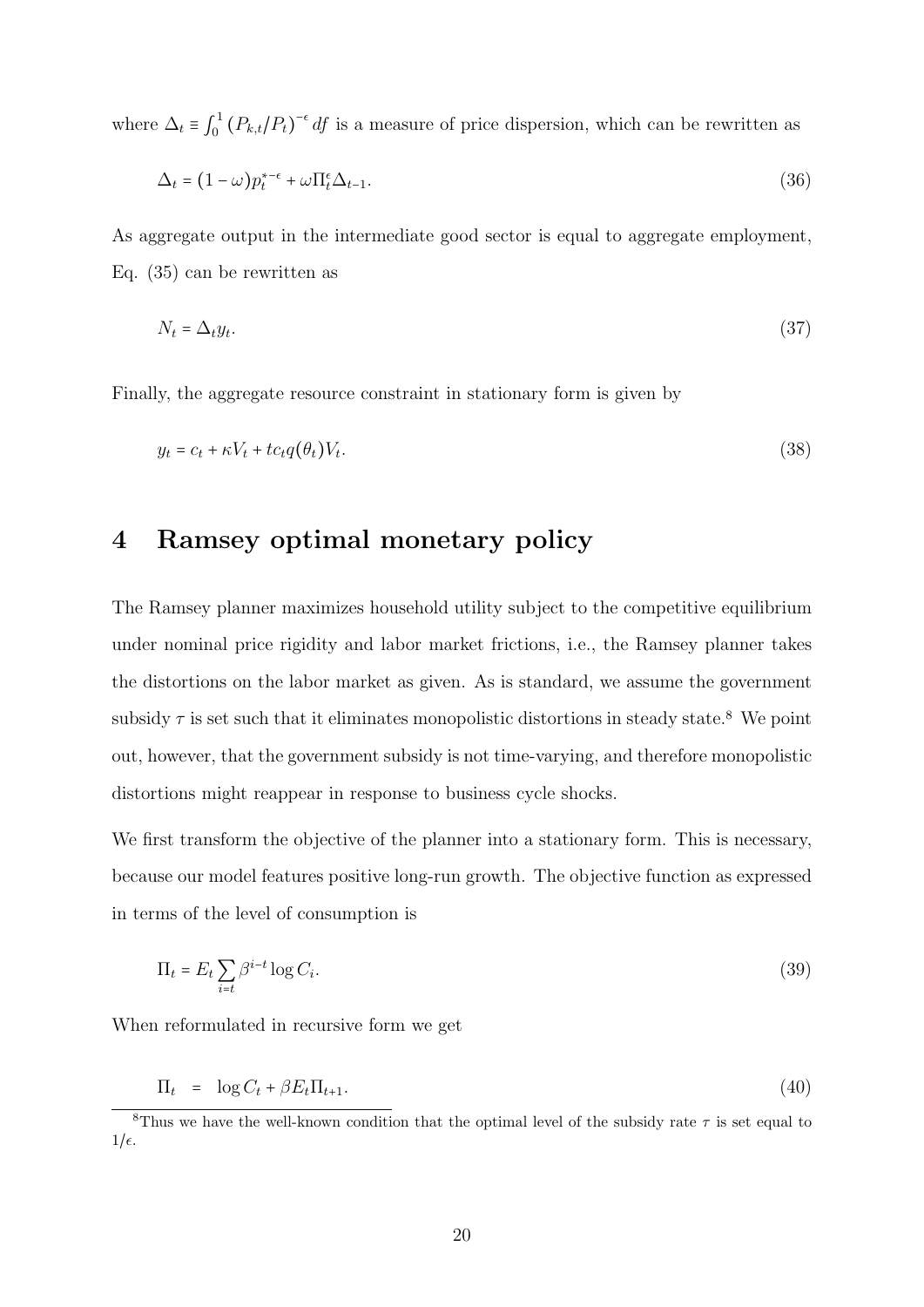where $\Delta_t \equiv \int_0^1 (P_{k,t}/P_t)^{-\epsilon} df$ is a measure of price dispersion, which can be rewritten as

$$\Delta_t = (1-\omega)p_t^{*-\epsilon} + \omega \Pi_t^{\epsilon} \Delta_{t-1}. \tag{36}$$

As aggregate output in the intermediate good sector is equal to aggregate employment, Eq. (35) can be rewritten as

$$N_t = \Delta_t y_t. \tag{37}$$

Finally, the aggregate resource constraint in stationary form is given by

$$y_t = c_t + \kappa V_t + tc_t q(\theta_t) V_t. \tag{38}$$

# 4 Ramsey optimal monetary policy

The Ramsey planner maximizes household utility subject to the competitive equilibrium under nominal price rigidity and labor market frictions, i.e., the Ramsey planner takes the distortions on the labor market as given. As is standard, we assume the government subsidy $\tau$ is set such that it eliminates monopolistic distortions in steady state.[8] We point out, however, that the government subsidy is not time-varying, and therefore monopolistic distortions might reappear in response to business cycle shocks.

We first transform the objective of the planner into a stationary form. This is necessary, because our model features positive long-run growth. The objective function as expressed in terms of the level of consumption is

$$\Pi_t = E_t \sum_{i=t} \beta^{i-t} \log C_i. \tag{39}$$

When reformulated in recursive form we get

$$\Pi_t = \log C_t + \beta E_t \Pi_{t+1}. \tag{40}$$

[8] Thus we have the well-known condition that the optimal level of the subsidy rate $\tau$ is set equal to $1/\epsilon$.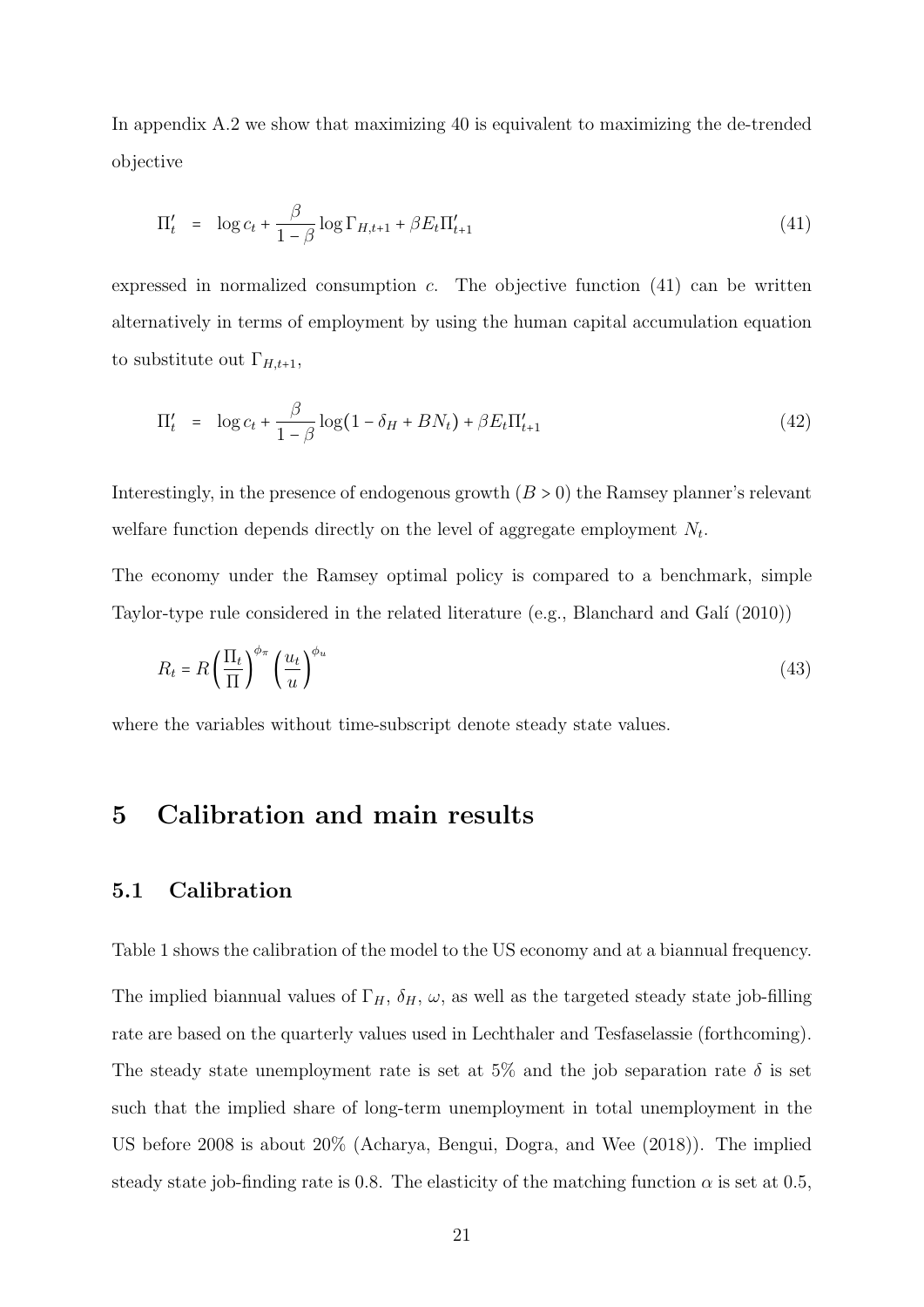In appendix A.2 we show that maximizing 40 is equivalent to maximizing the de-trended objective

$$\Pi'_t \;=\; \log c_t + \frac{\beta}{1-\beta}\log \Gamma_{H,t+1} + \beta E_t \Pi'_{t+1} \tag{41}$$

expressed in normalized consumption $c$. The objective function (41) can be written alternatively in terms of employment by using the human capital accumulation equation to substitute out $\Gamma_{H,t+1}$,

$$\Pi'_t \;=\; \log c_t + \frac{\beta}{1-\beta}\log(1-\delta_H + BN_t) + \beta E_t \Pi'_{t+1} \tag{42}$$

Interestingly, in the presence of endogenous growth ($B > 0$) the Ramsey planner's relevant welfare function depends directly on the level of aggregate employment $N_t$.

The economy under the Ramsey optimal policy is compared to a benchmark, simple Taylor-type rule considered in the related literature (e.g., Blanchard and Galí (2010))

$$R_t = R\left(\frac{\Pi_t}{\Pi}\right)^{\phi_\pi}\left(\frac{u_t}{u}\right)^{\phi_u} \tag{43}$$

where the variables without time-subscript denote steady state values.

# 5 Calibration and main results

## 5.1 Calibration

Table 1 shows the calibration of the model to the US economy and at a biannual frequency. The implied biannual values of $\Gamma_H$, $\delta_H$, $\omega$, as well as the targeted steady state job-filling rate are based on the quarterly values used in Lechthaler and Tesfaselassie (forthcoming). The steady state unemployment rate is set at 5% and the job separation rate $\delta$ is set such that the implied share of long-term unemployment in total unemployment in the US before 2008 is about 20% (Acharya, Bengui, Dogra, and Wee (2018)). The implied steady state job-finding rate is 0.8. The elasticity of the matching function $\alpha$ is set at 0.5,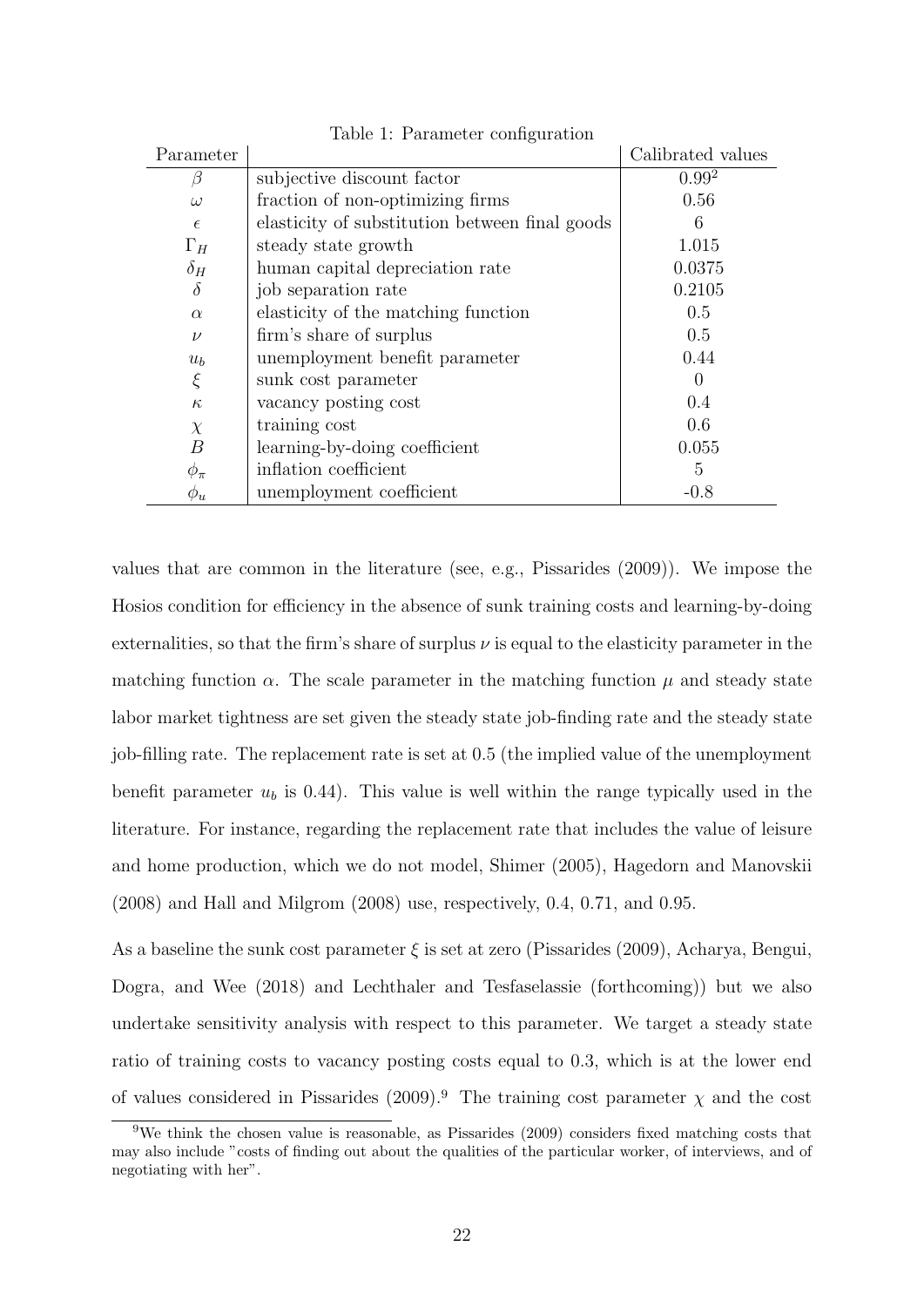Table 1: Parameter configuration

| Parameter | | Calibrated values |
|---|---|---|
| $\beta$ | subjective discount factor | $0.99^2$ |
| $\omega$ | fraction of non-optimizing firms | 0.56 |
| $\epsilon$ | elasticity of substitution between final goods | 6 |
| $\Gamma_H$ | steady state growth | 1.015 |
| $\delta_H$ | human capital depreciation rate | 0.0375 |
| $\delta$ | job separation rate | 0.2105 |
| $\alpha$ | elasticity of the matching function | 0.5 |
| $\nu$ | firm's share of surplus | 0.5 |
| $u_b$ | unemployment benefit parameter | 0.44 |
| $\xi$ | sunk cost parameter | 0 |
| $\kappa$ | vacancy posting cost | 0.4 |
| $\chi$ | training cost | 0.6 |
| $B$ | learning-by-doing coefficient | 0.055 |
| $\phi_\pi$ | inflation coefficient | 5 |
| $\phi_u$ | unemployment coefficient | -0.8 |

values that are common in the literature (see, e.g., Pissarides (2009)). We impose the Hosios condition for efficiency in the absence of sunk training costs and learning-by-doing externalities, so that the firm's share of surplus $\nu$ is equal to the elasticity parameter in the matching function $\alpha$. The scale parameter in the matching function $\mu$ and steady state labor market tightness are set given the steady state job-finding rate and the steady state job-filling rate. The replacement rate is set at 0.5 (the implied value of the unemployment benefit parameter $u_b$ is 0.44). This value is well within the range typically used in the literature. For instance, regarding the replacement rate that includes the value of leisure and home production, which we do not model, Shimer (2005), Hagedorn and Manovskii (2008) and Hall and Milgrom (2008) use, respectively, 0.4, 0.71, and 0.95.

As a baseline the sunk cost parameter $\xi$ is set at zero (Pissarides (2009), Acharya, Bengui, Dogra, and Wee (2018) and Lechthaler and Tesfaselassie (forthcoming)) but we also undertake sensitivity analysis with respect to this parameter. We target a steady state ratio of training costs to vacancy posting costs equal to 0.3, which is at the lower end of values considered in Pissarides (2009).[9] The training cost parameter $\chi$ and the cost

[9] We think the chosen value is reasonable, as Pissarides (2009) considers fixed matching costs that may also include "costs of finding out about the qualities of the particular worker, of interviews, and of negotiating with her".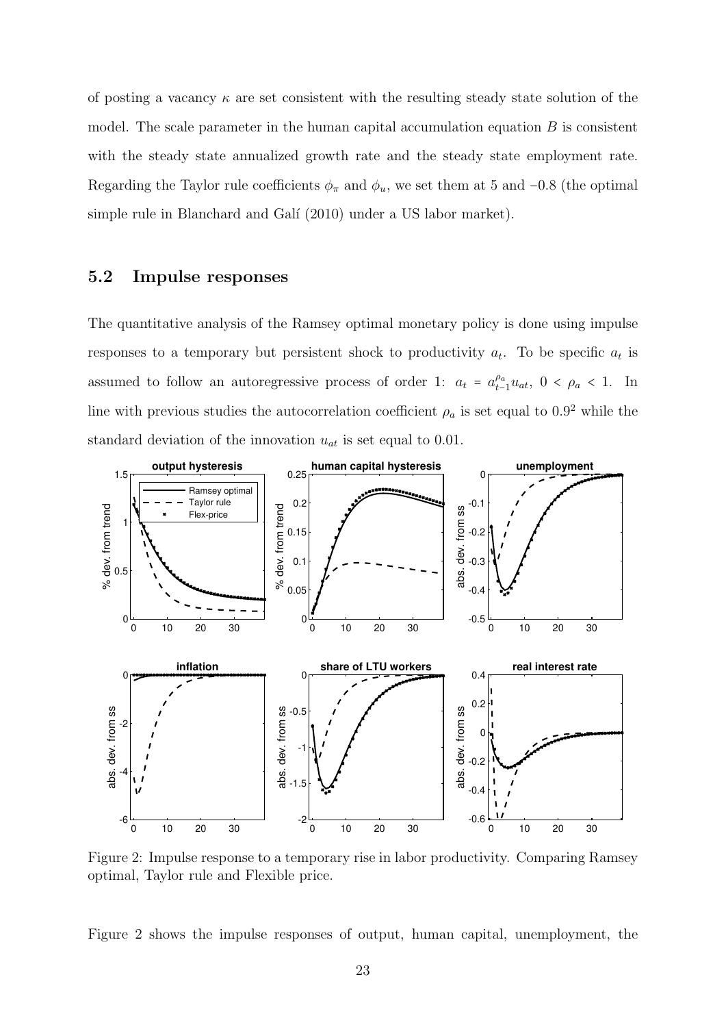of posting a vacancy $\kappa$ are set consistent with the resulting steady state solution of the model. The scale parameter in the human capital accumulation equation $B$ is consistent with the steady state annualized growth rate and the steady state employment rate. Regarding the Taylor rule coefficients $\phi_\pi$ and $\phi_u$, we set them at 5 and −0.8 (the optimal simple rule in Blanchard and Galí (2010) under a US labor market).

## 5.2 Impulse responses

The quantitative analysis of the Ramsey optimal monetary policy is done using impulse responses to a temporary but persistent shock to productivity $a_t$. To be specific $a_t$ is assumed to follow an autoregressive process of order 1: $a_t = a_{t-1}^{\rho_a} u_{at}$, $0 < \rho_a < 1$. In line with previous studies the autocorrelation coefficient $\rho_a$ is set equal to $0.9^2$ while the standard deviation of the innovation $u_{at}$ is set equal to 0.01.

Figure 2: Impulse response to a temporary rise in labor productivity. Comparing Ramsey optimal, Taylor rule and Flexible price.

Figure 2 shows the impulse responses of output, human capital, unemployment, the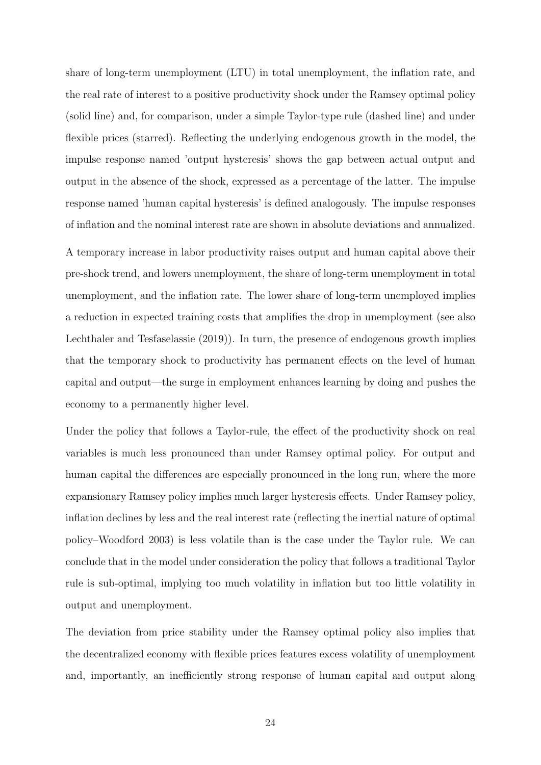share of long-term unemployment (LTU) in total unemployment, the inflation rate, and the real rate of interest to a positive productivity shock under the Ramsey optimal policy (solid line) and, for comparison, under a simple Taylor-type rule (dashed line) and under flexible prices (starred). Reflecting the underlying endogenous growth in the model, the impulse response named 'output hysteresis' shows the gap between actual output and output in the absence of the shock, expressed as a percentage of the latter. The impulse response named 'human capital hysteresis' is defined analogously. The impulse responses of inflation and the nominal interest rate are shown in absolute deviations and annualized.

A temporary increase in labor productivity raises output and human capital above their pre-shock trend, and lowers unemployment, the share of long-term unemployment in total unemployment, and the inflation rate. The lower share of long-term unemployed implies a reduction in expected training costs that amplifies the drop in unemployment (see also Lechthaler and Tesfaselassie (2019)). In turn, the presence of endogenous growth implies that the temporary shock to productivity has permanent effects on the level of human capital and output—the surge in employment enhances learning by doing and pushes the economy to a permanently higher level.

Under the policy that follows a Taylor-rule, the effect of the productivity shock on real variables is much less pronounced than under Ramsey optimal policy. For output and human capital the differences are especially pronounced in the long run, where the more expansionary Ramsey policy implies much larger hysteresis effects. Under Ramsey policy, inflation declines by less and the real interest rate (reflecting the inertial nature of optimal policy–Woodford 2003) is less volatile than is the case under the Taylor rule. We can conclude that in the model under consideration the policy that follows a traditional Taylor rule is sub-optimal, implying too much volatility in inflation but too little volatility in output and unemployment.

The deviation from price stability under the Ramsey optimal policy also implies that the decentralized economy with flexible prices features excess volatility of unemployment and, importantly, an inefficiently strong response of human capital and output along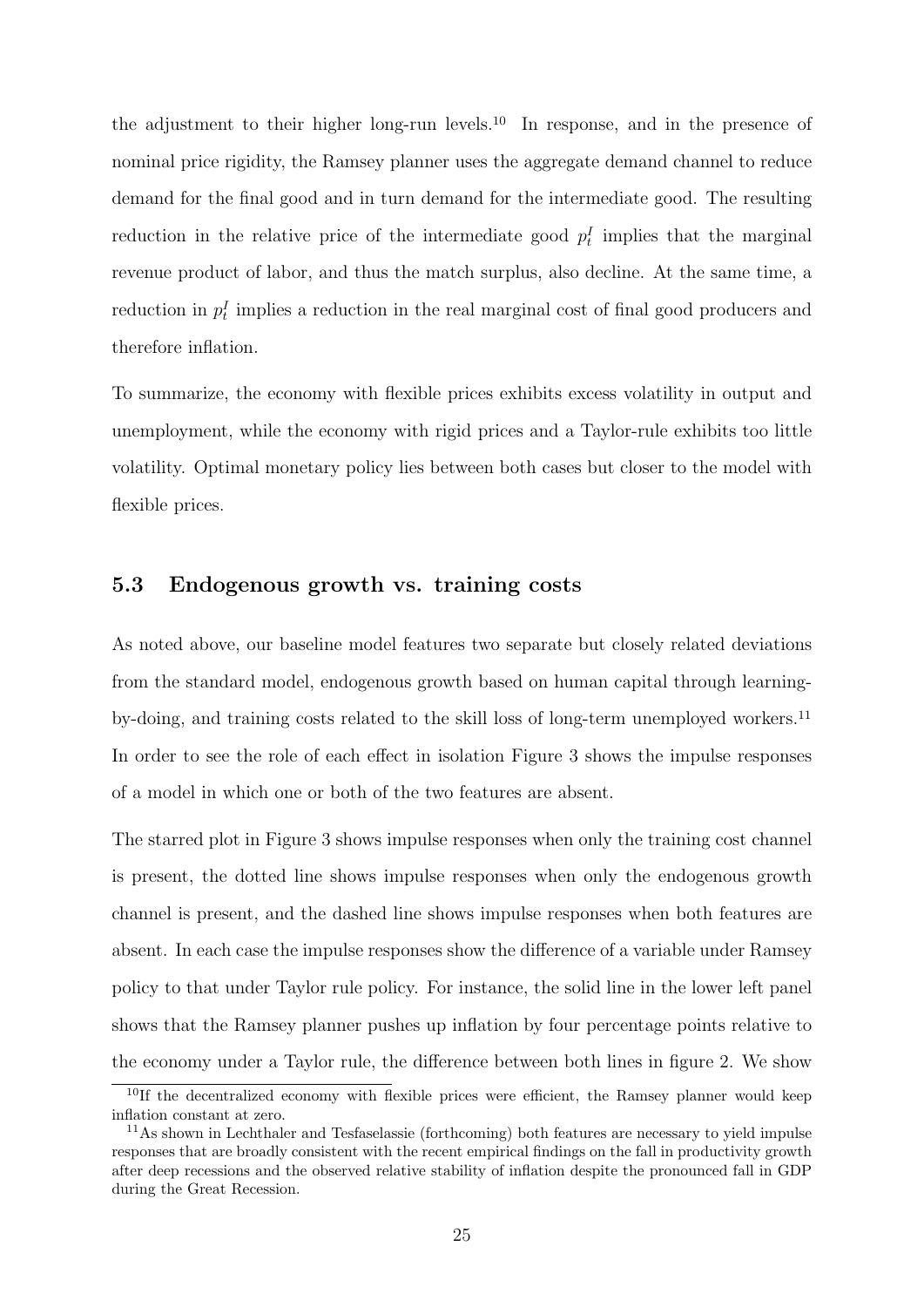the adjustment to their higher long-run levels.[10] In response, and in the presence of nominal price rigidity, the Ramsey planner uses the aggregate demand channel to reduce demand for the final good and in turn demand for the intermediate good. The resulting reduction in the relative price of the intermediate good $p_t^I$ implies that the marginal revenue product of labor, and thus the match surplus, also decline. At the same time, a reduction in $p_t^I$ implies a reduction in the real marginal cost of final good producers and therefore inflation.

To summarize, the economy with flexible prices exhibits excess volatility in output and unemployment, while the economy with rigid prices and a Taylor-rule exhibits too little volatility. Optimal monetary policy lies between both cases but closer to the model with flexible prices.

### 5.3 Endogenous growth vs. training costs

As noted above, our baseline model features two separate but closely related deviations from the standard model, endogenous growth based on human capital through learning-by-doing, and training costs related to the skill loss of long-term unemployed workers.[11] In order to see the role of each effect in isolation Figure 3 shows the impulse responses of a model in which one or both of the two features are absent.

The starred plot in Figure 3 shows impulse responses when only the training cost channel is present, the dotted line shows impulse responses when only the endogenous growth channel is present, and the dashed line shows impulse responses when both features are absent. In each case the impulse responses show the difference of a variable under Ramsey policy to that under Taylor rule policy. For instance, the solid line in the lower left panel shows that the Ramsey planner pushes up inflation by four percentage points relative to the economy under a Taylor rule, the difference between both lines in figure 2. We show

[10] If the decentralized economy with flexible prices were efficient, the Ramsey planner would keep inflation constant at zero.

[11] As shown in Lechthaler and Tesfaselassie (forthcoming) both features are necessary to yield impulse responses that are broadly consistent with the recent empirical findings on the fall in productivity growth after deep recessions and the observed relative stability of inflation despite the pronounced fall in GDP during the Great Recession.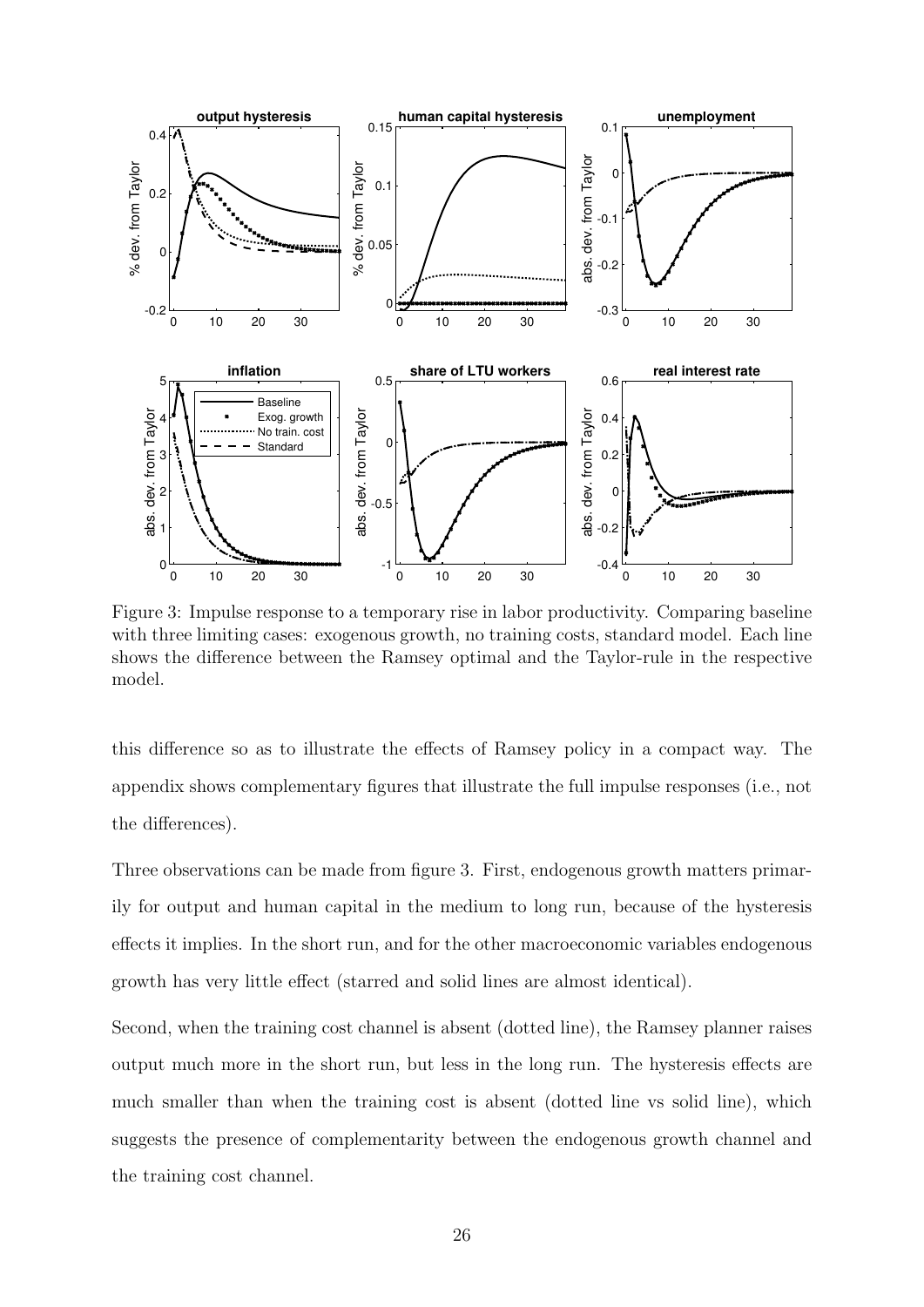Figure 3: Impulse response to a temporary rise in labor productivity. Comparing baseline with three limiting cases: exogenous growth, no training costs, standard model. Each line shows the difference between the Ramsey optimal and the Taylor-rule in the respective model.

this difference so as to illustrate the effects of Ramsey policy in a compact way. The appendix shows complementary figures that illustrate the full impulse responses (i.e., not the differences).

Three observations can be made from figure 3. First, endogenous growth matters primarily for output and human capital in the medium to long run, because of the hysteresis effects it implies. In the short run, and for the other macroeconomic variables endogenous growth has very little effect (starred and solid lines are almost identical).

Second, when the training cost channel is absent (dotted line), the Ramsey planner raises output much more in the short run, but less in the long run. The hysteresis effects are much smaller than when the training cost is absent (dotted line vs solid line), which suggests the presence of complementarity between the endogenous growth channel and the training cost channel.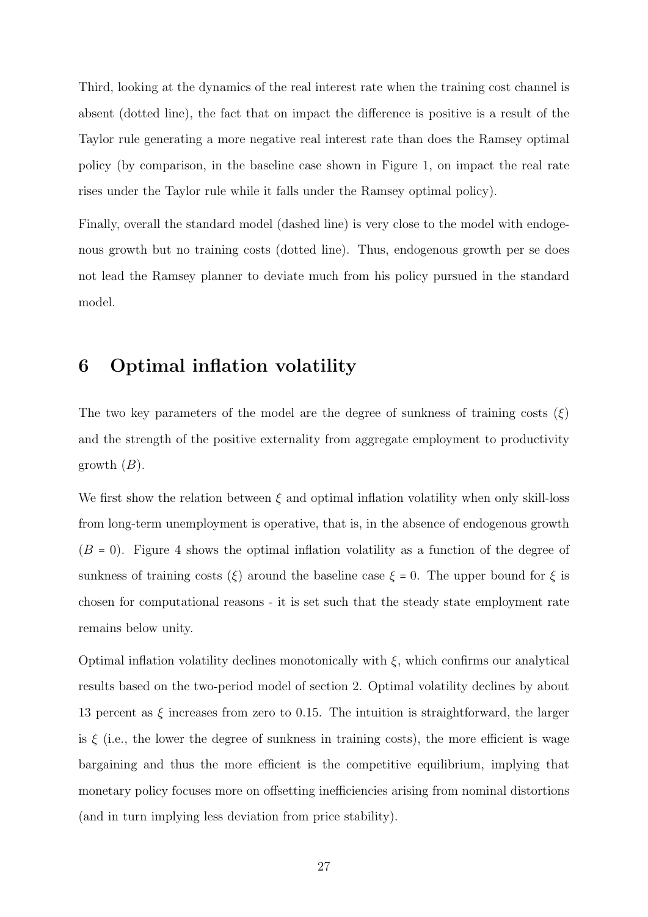Third, looking at the dynamics of the real interest rate when the training cost channel is absent (dotted line), the fact that on impact the difference is positive is a result of the Taylor rule generating a more negative real interest rate than does the Ramsey optimal policy (by comparison, in the baseline case shown in Figure 1, on impact the real rate rises under the Taylor rule while it falls under the Ramsey optimal policy).

Finally, overall the standard model (dashed line) is very close to the model with endogenous growth but no training costs (dotted line). Thus, endogenous growth per se does not lead the Ramsey planner to deviate much from his policy pursued in the standard model.

## 6 Optimal inflation volatility

The two key parameters of the model are the degree of sunkness of training costs ($\xi$) and the strength of the positive externality from aggregate employment to productivity growth ($B$).

We first show the relation between $\xi$ and optimal inflation volatility when only skill-loss from long-term unemployment is operative, that is, in the absence of endogenous growth ($B = 0$). Figure 4 shows the optimal inflation volatility as a function of the degree of sunkness of training costs ($\xi$) around the baseline case $\xi = 0$. The upper bound for $\xi$ is chosen for computational reasons - it is set such that the steady state employment rate remains below unity.

Optimal inflation volatility declines monotonically with $\xi$, which confirms our analytical results based on the two-period model of section 2. Optimal volatility declines by about 13 percent as $\xi$ increases from zero to 0.15. The intuition is straightforward, the larger is $\xi$ (i.e., the lower the degree of sunkness in training costs), the more efficient is wage bargaining and thus the more efficient is the competitive equilibrium, implying that monetary policy focuses more on offsetting inefficiencies arising from nominal distortions (and in turn implying less deviation from price stability).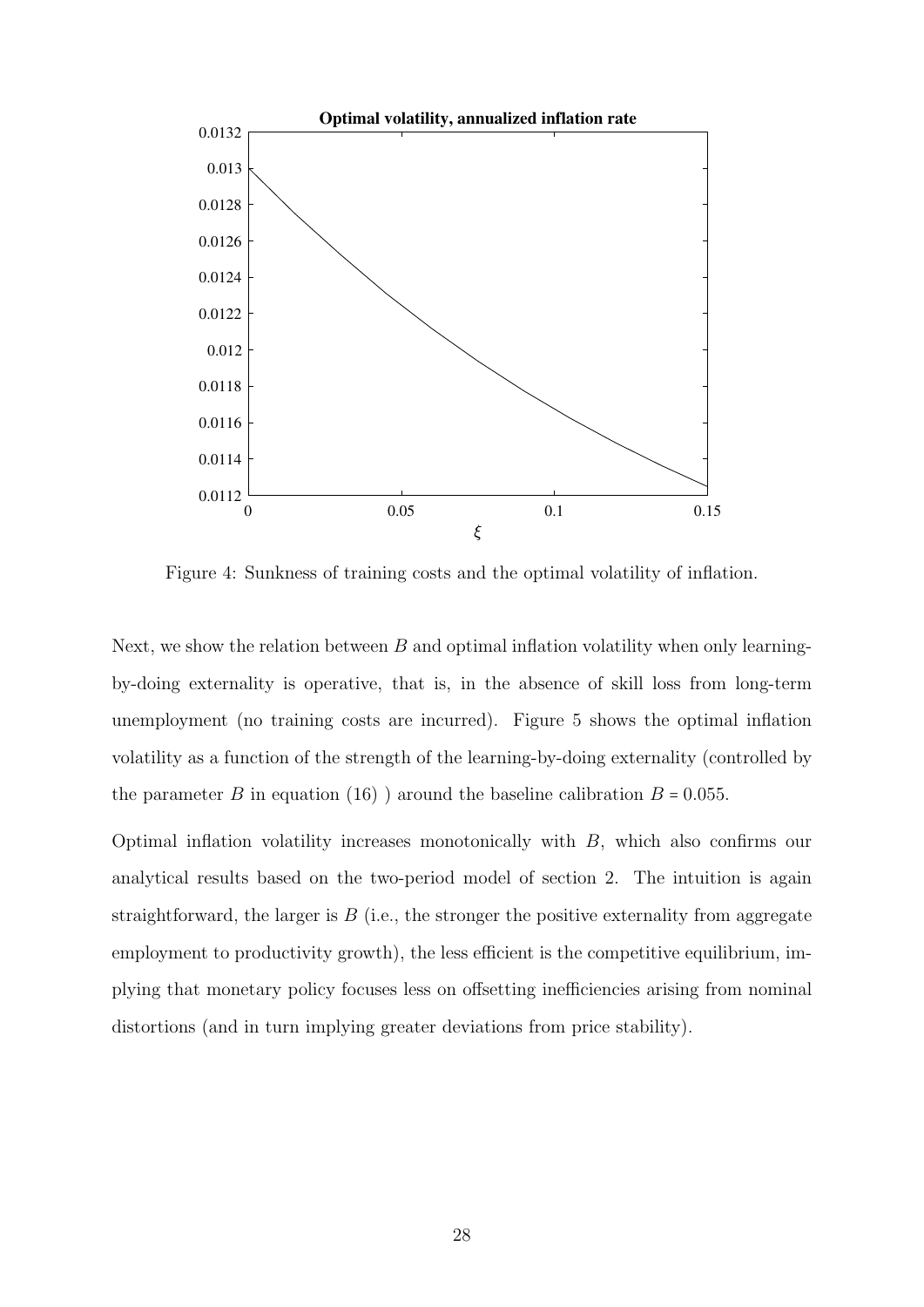Figure 4: Sunkness of training costs and the optimal volatility of inflation.

Next, we show the relation between $B$ and optimal inflation volatility when only learning-by-doing externality is operative, that is, in the absence of skill loss from long-term unemployment (no training costs are incurred). Figure 5 shows the optimal inflation volatility as a function of the strength of the learning-by-doing externality (controlled by the parameter $B$ in equation (16) ) around the baseline calibration $B = 0.055$.

Optimal inflation volatility increases monotonically with $B$, which also confirms our analytical results based on the two-period model of section 2. The intuition is again straightforward, the larger is $B$ (i.e., the stronger the positive externality from aggregate employment to productivity growth), the less efficient is the competitive equilibrium, implying that monetary policy focuses less on offsetting inefficiencies arising from nominal distortions (and in turn implying greater deviations from price stability).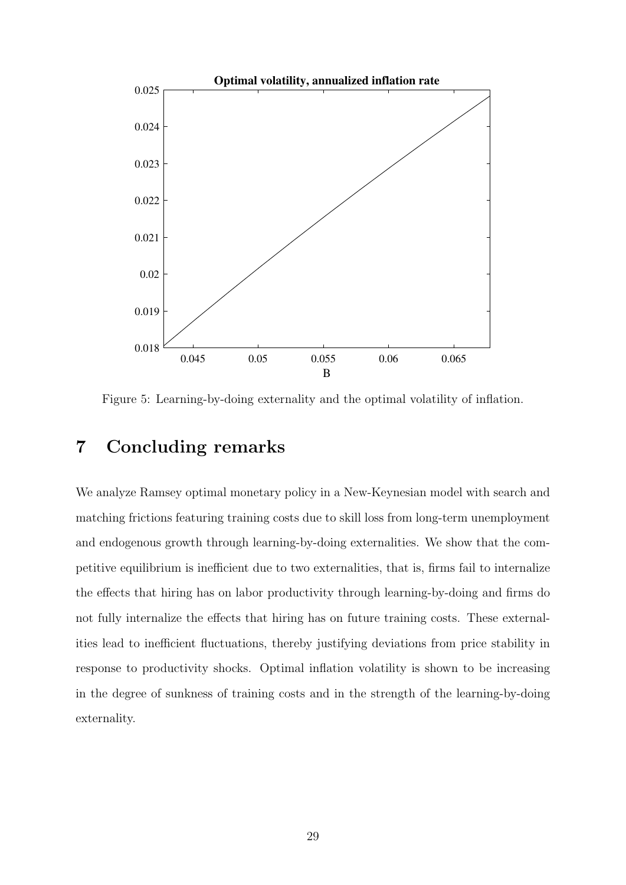Figure 5: Learning-by-doing externality and the optimal volatility of inflation.

## 7 Concluding remarks

We analyze Ramsey optimal monetary policy in a New-Keynesian model with search and matching frictions featuring training costs due to skill loss from long-term unemployment and endogenous growth through learning-by-doing externalities. We show that the competitive equilibrium is inefficient due to two externalities, that is, firms fail to internalize the effects that hiring has on labor productivity through learning-by-doing and firms do not fully internalize the effects that hiring has on future training costs. These externalities lead to inefficient fluctuations, thereby justifying deviations from price stability in response to productivity shocks. Optimal inflation volatility is shown to be increasing in the degree of sunkness of training costs and in the strength of the learning-by-doing externality.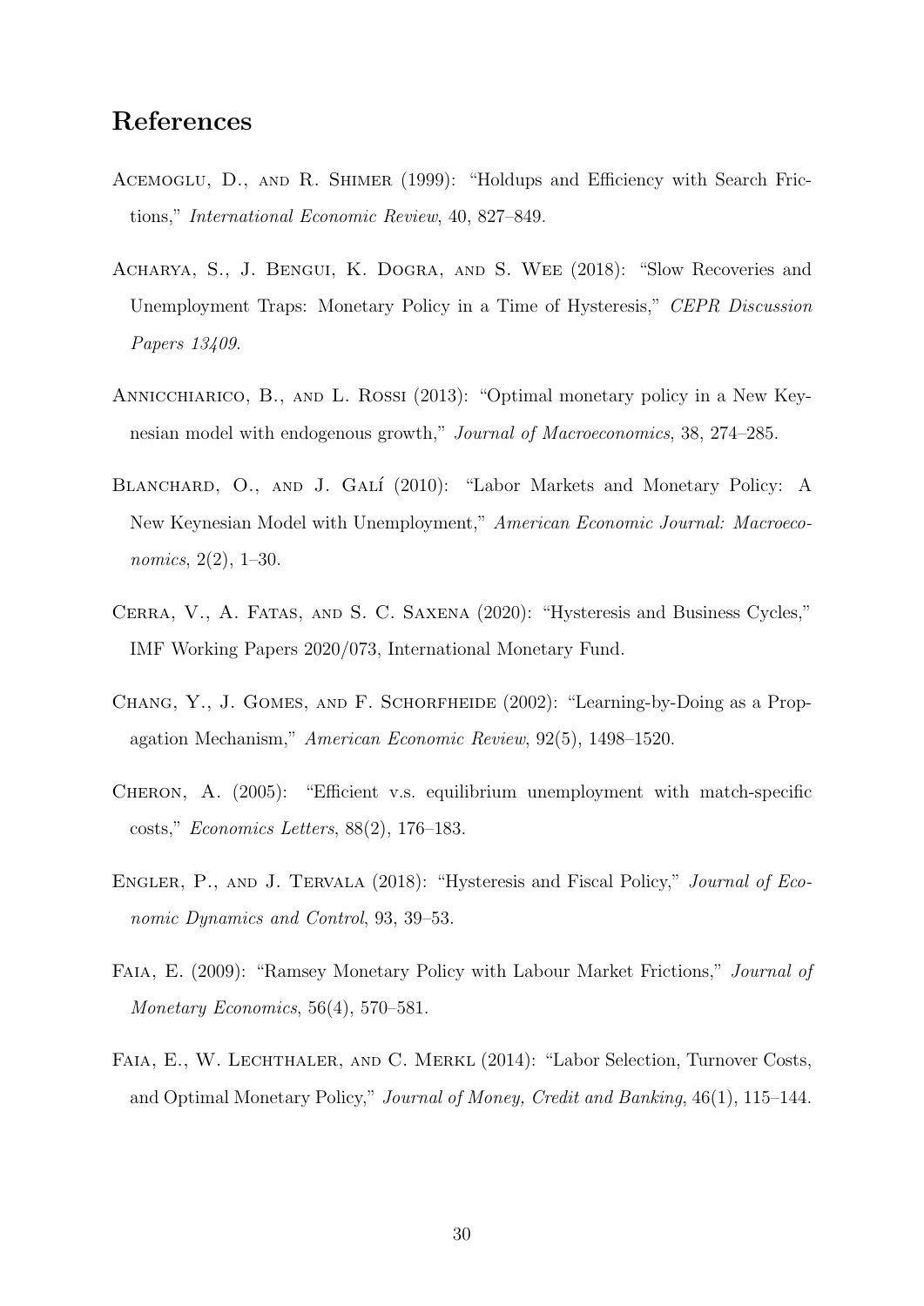# References

Acemoglu, D., and R. Shimer (1999): "Holdups and Efficiency with Search Frictions," *International Economic Review*, 40, 827–849.

Acharya, S., J. Bengui, K. Dogra, and S. Wee (2018): "Slow Recoveries and Unemployment Traps: Monetary Policy in a Time of Hysteresis," *CEPR Discussion Papers 13409*.

Annicchiarico, B., and L. Rossi (2013): "Optimal monetary policy in a New Keynesian model with endogenous growth," *Journal of Macroeconomics*, 38, 274–285.

Blanchard, O., and J. Galí (2010): "Labor Markets and Monetary Policy: A New Keynesian Model with Unemployment," *American Economic Journal: Macroeconomics*, 2(2), 1–30.

Cerra, V., A. Fatas, and S. C. Saxena (2020): "Hysteresis and Business Cycles," IMF Working Papers 2020/073, International Monetary Fund.

Chang, Y., J. Gomes, and F. Schorfheide (2002): "Learning-by-Doing as a Propagation Mechanism," *American Economic Review*, 92(5), 1498–1520.

Cheron, A. (2005): "Efficient v.s. equilibrium unemployment with match-specific costs," *Economics Letters*, 88(2), 176–183.

Engler, P., and J. Tervala (2018): "Hysteresis and Fiscal Policy," *Journal of Economic Dynamics and Control*, 93, 39–53.

Faia, E. (2009): "Ramsey Monetary Policy with Labour Market Frictions," *Journal of Monetary Economics*, 56(4), 570–581.

Faia, E., W. Lechthaler, and C. Merkl (2014): "Labor Selection, Turnover Costs, and Optimal Monetary Policy," *Journal of Money, Credit and Banking*, 46(1), 115–144.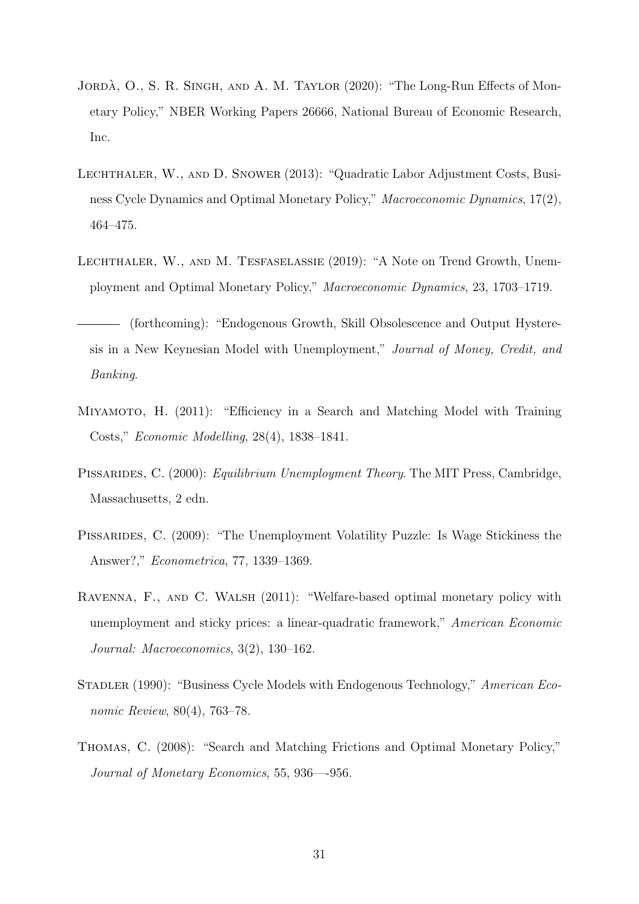Jordà, O., S. R. Singh, and A. M. Taylor (2020): "The Long-Run Effects of Monetary Policy," NBER Working Papers 26666, National Bureau of Economic Research, Inc.

Lechthaler, W., and D. Snower (2013): "Quadratic Labor Adjustment Costs, Business Cycle Dynamics and Optimal Monetary Policy," *Macroeconomic Dynamics*, 17(2), 464–475.

Lechthaler, W., and M. Tesfaselassie (2019): "A Note on Trend Growth, Unemployment and Optimal Monetary Policy," *Macroeconomic Dynamics*, 23, 1703–1719.

——— (forthcoming): "Endogenous Growth, Skill Obsolescence and Output Hysteresis in a New Keynesian Model with Unemployment," *Journal of Money, Credit, and Banking*.

Miyamoto, H. (2011): "Efficiency in a Search and Matching Model with Training Costs," *Economic Modelling*, 28(4), 1838–1841.

Pissarides, C. (2000): *Equilibrium Unemployment Theory*. The MIT Press, Cambridge, Massachusetts, 2 edn.

Pissarides, C. (2009): "The Unemployment Volatility Puzzle: Is Wage Stickiness the Answer?," *Econometrica*, 77, 1339–1369.

Ravenna, F., and C. Walsh (2011): "Welfare-based optimal monetary policy with unemployment and sticky prices: a linear-quadratic framework," *American Economic Journal: Macroeconomics*, 3(2), 130–162.

Stadler (1990): "Business Cycle Models with Endogenous Technology," *American Economic Review*, 80(4), 763–78.

Thomas, C. (2008): "Search and Matching Frictions and Optimal Monetary Policy," *Journal of Monetary Economics*, 55, 936—-956.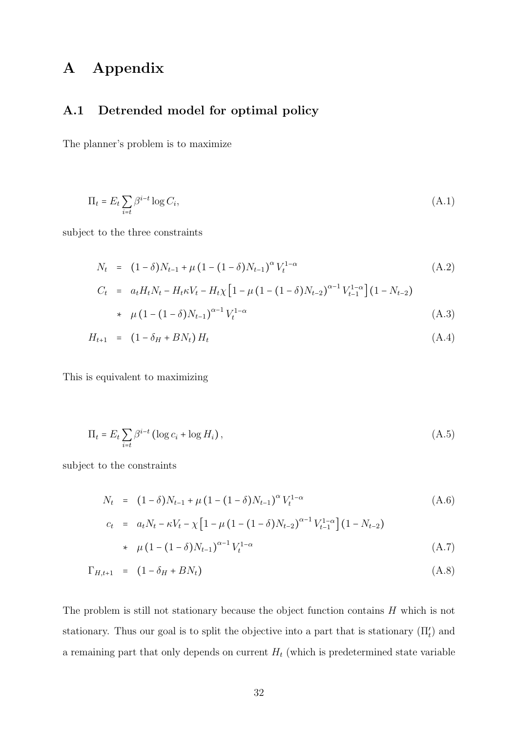# A Appendix

## A.1 Detrended model for optimal policy

The planner's problem is to maximize

$$\Pi_t = E_t \sum_{i=t} \beta^{i-t} \log C_i, \tag{A.1}$$

subject to the three constraints

$$\begin{aligned}
N_t &= (1-\delta)N_{t-1} + \mu\left(1-(1-\delta)N_{t-1}\right)^{\alpha} V_t^{1-\alpha} && \text{(A.2)}\\
C_t &= a_t H_t N_t - H_t \kappa V_t - H_t \chi \left[1-\mu\left(1-(1-\delta)N_{t-2}\right)^{\alpha-1} V_{t-1}^{1-\alpha}\right](1-N_{t-2}) \\
&\quad * \ \mu\left(1-(1-\delta)N_{t-1}\right)^{\alpha-1} V_t^{1-\alpha} && \text{(A.3)}\\
H_{t+1} &= \left(1-\delta_H + BN_t\right) H_t && \text{(A.4)}
\end{aligned}$$

This is equivalent to maximizing

$$\Pi_t = E_t \sum_{i=t} \beta^{i-t} \left(\log c_i + \log H_i\right), \tag{A.5}$$

subject to the constraints

$$\begin{aligned}
N_t &= (1-\delta)N_{t-1} + \mu\left(1-(1-\delta)N_{t-1}\right)^{\alpha} V_t^{1-\alpha} && \text{(A.6)}\\
c_t &= a_t N_t - \kappa V_t - \chi \left[1-\mu\left(1-(1-\delta)N_{t-2}\right)^{\alpha-1} V_{t-1}^{1-\alpha}\right](1-N_{t-2}) \\
&\quad * \ \mu\left(1-(1-\delta)N_{t-1}\right)^{\alpha-1} V_t^{1-\alpha} && \text{(A.7)}\\
\Gamma_{H,t+1} &= \left(1-\delta_H + BN_t\right) && \text{(A.8)}
\end{aligned}$$

The problem is still not stationary because the object function contains $H$ which is not stationary. Thus our goal is to split the objective into a part that is stationary ($\Pi_t'$) and a remaining part that only depends on current $H_t$ (which is predetermined state variable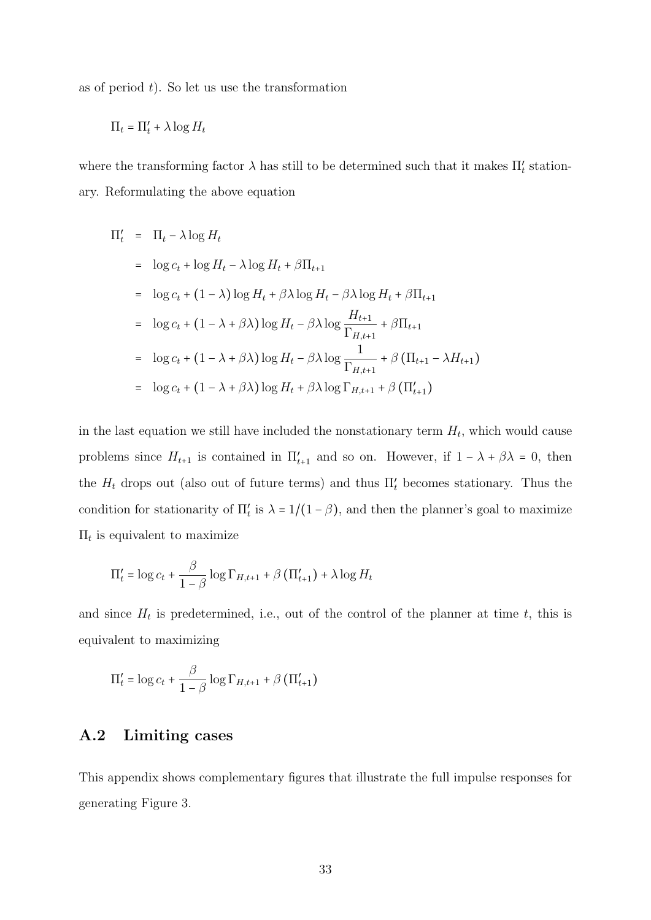as of period $t$). So let us use the transformation

$$\Pi_t = \Pi'_t + \lambda \log H_t$$

where the transforming factor $\lambda$ has still to be determined such that it makes $\Pi'_t$ stationary. Reformulating the above equation

$$
\begin{aligned}
\Pi'_t &= \Pi_t - \lambda \log H_t \\
&= \log c_t + \log H_t - \lambda \log H_t + \beta \Pi_{t+1} \\
&= \log c_t + (1 - \lambda) \log H_t + \beta\lambda \log H_t - \beta\lambda \log H_t + \beta \Pi_{t+1} \\
&= \log c_t + (1 - \lambda + \beta\lambda) \log H_t - \beta\lambda \log \frac{H_{t+1}}{\Gamma_{H,t+1}} + \beta \Pi_{t+1} \\
&= \log c_t + (1 - \lambda + \beta\lambda) \log H_t - \beta\lambda \log \frac{1}{\Gamma_{H,t+1}} + \beta \left(\Pi_{t+1} - \lambda H_{t+1}\right) \\
&= \log c_t + (1 - \lambda + \beta\lambda) \log H_t + \beta\lambda \log \Gamma_{H,t+1} + \beta \left(\Pi'_{t+1}\right)
\end{aligned}
$$

in the last equation we still have included the nonstationary term $H_t$, which would cause problems since $H_{t+1}$ is contained in $\Pi'_{t+1}$ and so on. However, if $1 - \lambda + \beta\lambda = 0$, then the $H_t$ drops out (also out of future terms) and thus $\Pi'_t$ becomes stationary. Thus the condition for stationarity of $\Pi'_t$ is $\lambda = 1/(1 - \beta)$, and then the planner's goal to maximize $\Pi_t$ is equivalent to maximize

$$\Pi'_t = \log c_t + \frac{\beta}{1 - \beta} \log \Gamma_{H,t+1} + \beta \left(\Pi'_{t+1}\right) + \lambda \log H_t$$

and since $H_t$ is predetermined, i.e., out of the control of the planner at time $t$, this is equivalent to maximizing

$$\Pi'_t = \log c_t + \frac{\beta}{1 - \beta} \log \Gamma_{H,t+1} + \beta \left(\Pi'_{t+1}\right)$$

## A.2 Limiting cases

This appendix shows complementary figures that illustrate the full impulse responses for generating Figure 3.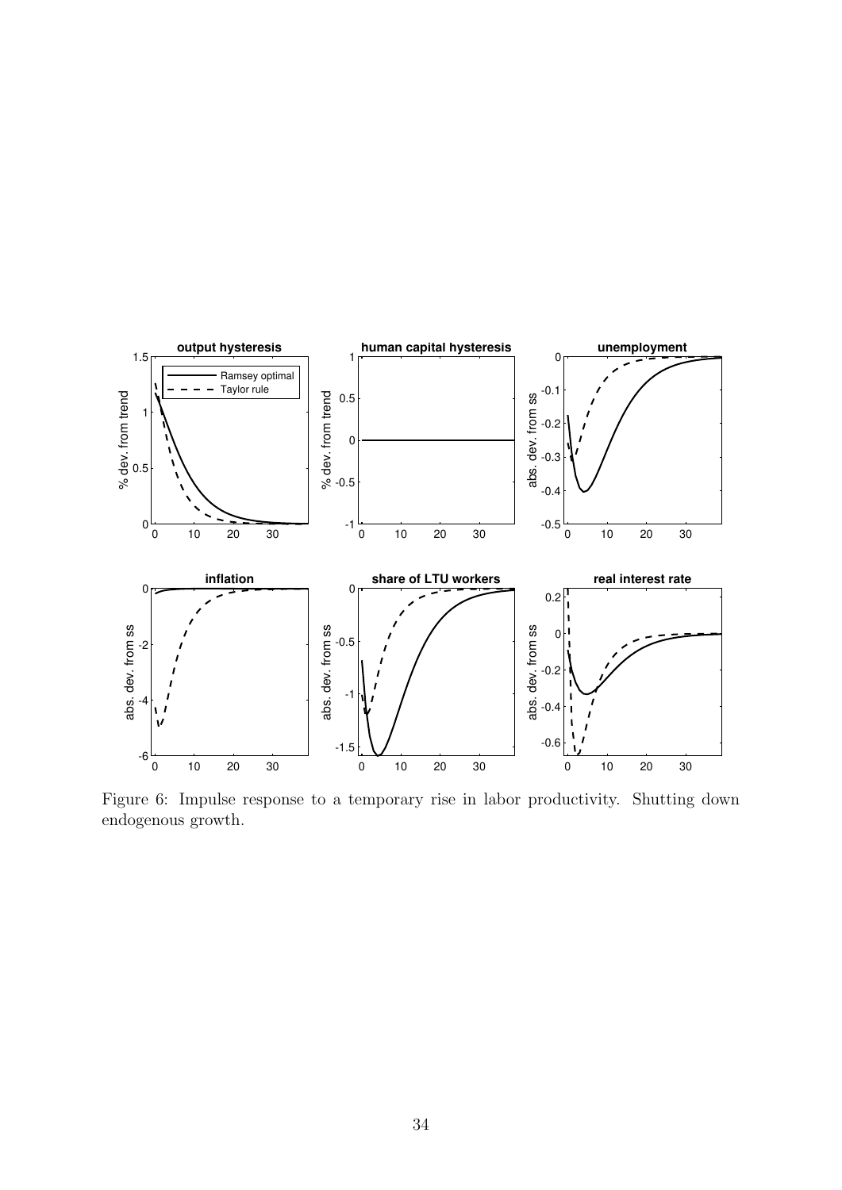Figure 6: Impulse response to a temporary rise in labor productivity. Shutting down endogenous growth.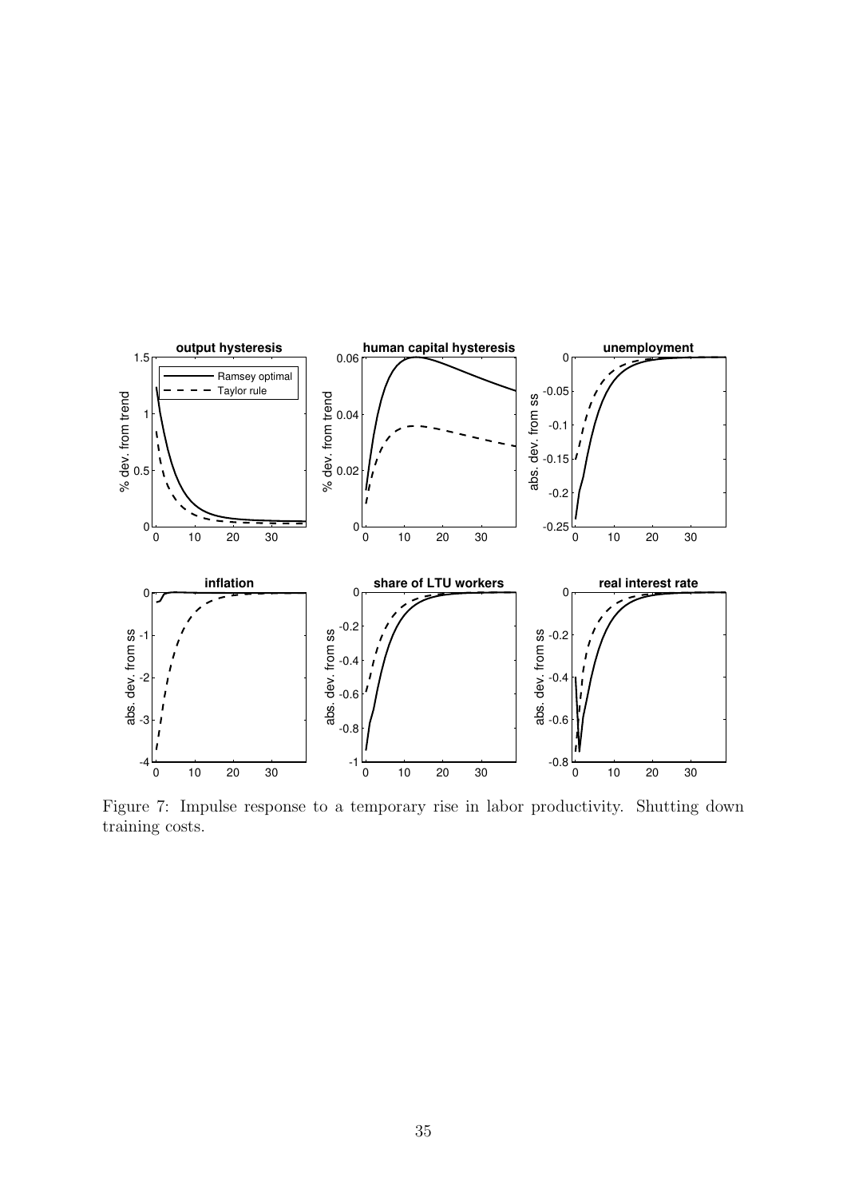output hysteresis

% dev. from trend

1.5
1
0.5
0

0 10 20 30

Ramsey optimal
Taylor rule

human capital hysteresis

% dev. from trend

0.06
0.04
0.02
0

0 10 20 30

unemployment

abs. dev. from ss

0
-0.05
-0.1
-0.15
-0.2
-0.25

0 10 20 30

inflation

abs. dev. from ss

0
-1
-2
-3
-4

0 10 20 30

share of LTU workers

abs. dev. from ss

0
-0.2
-0.4
-0.6
-0.8
-1

0 10 20 30

real interest rate

abs. dev. from ss

0
-0.2
-0.4
-0.6
-0.8

0 10 20 30

Figure 7: Impulse response to a temporary rise in labor productivity. Shutting down training costs.